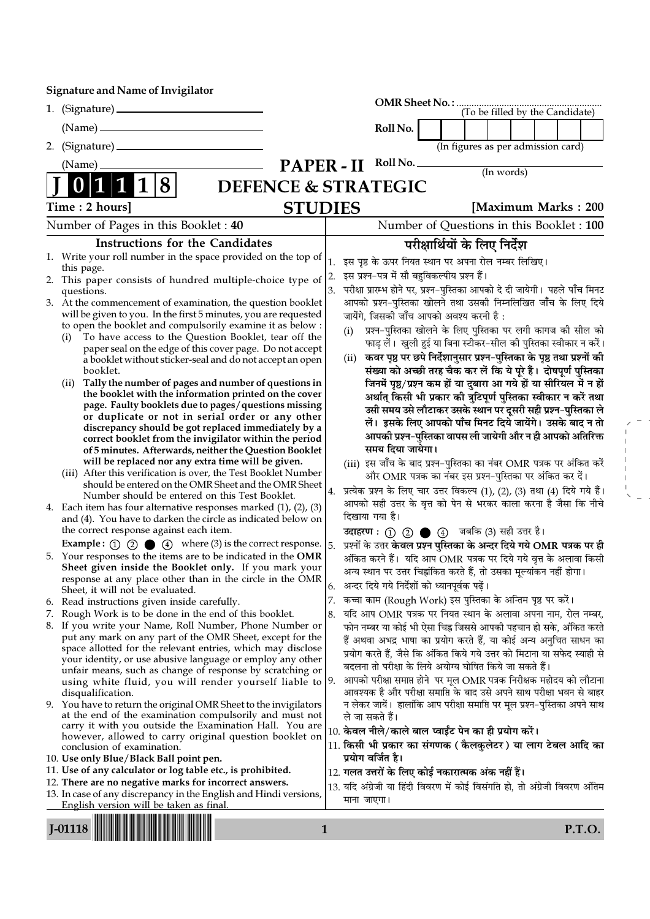**Signature and Name of Invigilator**

1. (Signature) ____________________

   (Name) ____________________

2. (Signature) ____________________

   (Name) ____________________

OMR Sheet No. : ........................................ (To be filled by the Candidate)

Roll No. | | | | | | | | (In figures as per admission card)

Roll No. ____________________ (In words)

# J 0 1 1 1 8

## PAPER - II
## DEFENCE & STRATEGIC STUDIES

**Time : 2 hours]** **[Maximum Marks : 200**

Number of Pages in this Booklet : 40 | Number of Questions in this Booklet : 100

### Instructions for the Candidates

1. Write your roll number in the space provided on the top of this page.
2. This paper consists of hundred multiple-choice type of questions.
3. At the commencement of examination, the question booklet will be given to you. In the first 5 minutes, you are requested to open the booklet and compulsorily examine it as below :
   (i) To have access to the Question Booklet, tear off the paper seal on the edge of this cover page. Do not accept a booklet without sticker-seal and do not accept an open booklet.
   (ii) **Tally the number of pages and number of questions in the booklet with the information printed on the cover page. Faulty booklets due to pages/questions missing or duplicate or not in serial order or any other discrepancy should be got replaced immediately by a correct booklet from the invigilator within the period of 5 minutes. Afterwards, neither the Question Booklet will be replaced nor any extra time will be given.**
   (iii) After this verification is over, the Test Booklet Number should be entered on the OMR Sheet and the OMR Sheet Number should be entered on this Test Booklet.
4. Each item has four alternative responses marked (1), (2), (3) and (4). You have to darken the circle as indicated below on the correct response against each item.
   **Example :** ① ② ● ④ where (3) is the correct response.
5. Your responses to the items are to be indicated in the **OMR Sheet given inside the Booklet only.** If you mark your response at any place other than in the circle in the OMR Sheet, it will not be evaluated.
6. Read instructions given inside carefully.
7. Rough Work is to be done in the end of this booklet.
8. If you write your Name, Roll Number, Phone Number or put any mark on any part of the OMR Sheet, except for the space allotted for the relevant entries, which may disclose your identity, or use abusive language or employ any other unfair means, such as change of response by scratching or using white fluid, you will render yourself liable to disqualification.
9. You have to return the original OMR Sheet to the invigilators at the end of the examination compulsorily and must not carry it with you outside the Examination Hall. You are however, allowed to carry original question booklet on conclusion of examination.
10. **Use only Blue/Black Ball point pen.**
11. **Use of any calculator or log table etc., is prohibited.**
12. **There are no negative marks for incorrect answers.**
13. In case of any discrepancy in the English and Hindi versions, English version will be taken as final.

### परीक्षार्थियों के लिए निर्देश

1. इस पृष्ठ के ऊपर नियत स्थान पर अपना रोल नम्बर लिखिए।
2. इस प्रश्न-पत्र में सौ बहुविकल्पीय प्रश्न हैं।
3. परीक्षा प्रारम्भ होने पर, प्रश्न-पुस्तिका आपको दे दी जायेगी। पहले पाँच मिनट आपको प्रश्न-पुस्तिका खोलने तथा उसकी निम्नलिखित जाँच के लिए दिये जायेंगे, जिसकी जाँच आपको अवश्य करनी है :
   (i) प्रश्न-पुस्तिका खोलने के लिए पुस्तिका पर लगी कागज की सील को फाड़ लें। खुली हुई या बिना स्टीकर-सील की पुस्तिका स्वीकार न करें।
   (ii) **कवर पृष्ठ पर छपे निर्देशानुसार प्रश्न-पुस्तिका के पृष्ठ तथा प्रश्नों की संख्या को अच्छी तरह चैक कर लें कि ये पूरे हैं। दोषपूर्ण पुस्तिका जिनमें पृष्ठ/प्रश्न कम हों या दुबारा आ गये हों या सीरियल में न हों अर्थात् किसी भी प्रकार की त्रुटिपूर्ण पुस्तिका स्वीकार न करें तथा उसी समय उसे लौटाकर उसके स्थान पर दूसरी सही प्रश्न-पुस्तिका ले लें। इसके लिए आपको पाँच मिनट दिये जायेंगे। उसके बाद न तो आपकी प्रश्न-पुस्तिका वापस ली जायेगी और न ही आपको अतिरिक्त समय दिया जायेगा।**
   (iii) इस जाँच के बाद प्रश्न-पुस्तिका का नंबर OMR पत्रक पर अंकित करें और OMR पत्रक का नंबर इस प्रश्न-पुस्तिका पर अंकित कर दें।
4. प्रत्येक प्रश्न के लिए चार उत्तर विकल्प (1), (2), (3) तथा (4) दिये गये हैं। आपको सही उत्तर के वृत्त को पेन से भरकर काला करना है जैसा कि नीचे दिखाया गया है।
   **उदाहरण :** ① ② ● ④ जबकि (3) सही उत्तर है।
5. प्रश्नों के उत्तर **केवल प्रश्न पुस्तिका के अन्दर दिये गये OMR पत्रक पर ही** अंकित करने हैं। यदि आप OMR पत्रक पर दिये गये वृत्त के अलावा किसी अन्य स्थान पर उत्तर चिह्नांकित करते हैं, तो उसका मूल्यांकन नहीं होगा।
6. अन्दर दिये गये निर्देशों को ध्यानपूर्वक पढ़ें।
7. कच्चा काम (Rough Work) इस पुस्तिका के अन्तिम पृष्ठ पर करें।
8. यदि आप OMR पत्रक पर नियत स्थान के अलावा अपना नाम, रोल नम्बर, फोन नम्बर या कोई भी ऐसा चिह्न जिससे आपकी पहचान हो सके, अंकित करते हैं अथवा अभद्र भाषा का प्रयोग करते हैं, या कोई अन्य अनुचित साधन का प्रयोग करते हैं, जैसे कि अंकित किये गये उत्तर को मिटाना या सफेद स्याही से बदलना तो परीक्षा के लिये अयोग्य घोषित किये जा सकते हैं।
9. आपको परीक्षा समाप्त होने पर मूल OMR पत्रक निरीक्षक महोदय को लौटाना आवश्यक है और परीक्षा समाप्ति के बाद उसे अपने साथ परीक्षा भवन से बाहर न लेकर जायें। हालांकि आप परीक्षा समाप्ति पर मूल प्रश्न-पुस्तिका अपने साथ ले जा सकते हैं।
10. **केवल नीले/काले बाल प्वाईंट पेन का ही प्रयोग करें।**
11. **किसी भी प्रकार का संगणक (कैलकुलेटर) या लाग टेबल आदि का प्रयोग वर्जित है।**
12. **गलत उत्तरों के लिए कोई नकारात्मक अंक नहीं हैं।**
13. यदि अंग्रेजी या हिंदी विवरण में कोई विसंगति हो, तो अंग्रेजी विवरण अंतिम माना जाएगा।

J-01118 P.T.O.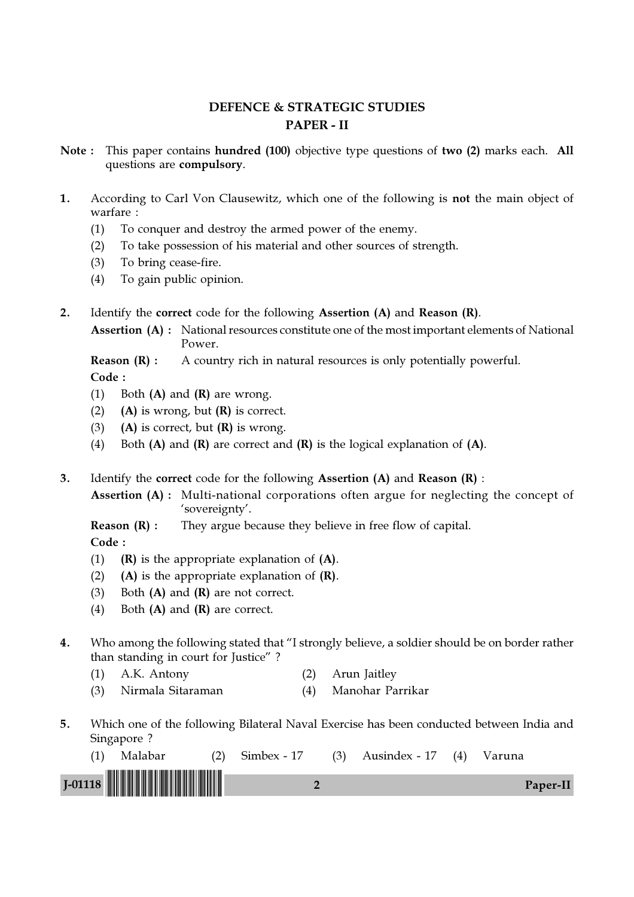# DEFENCE & STRATEGIC STUDIES

## PAPER - II

**Note :** This paper contains **hundred (100)** objective type questions of **two (2)** marks each. **All** questions are **compulsory**.

1. According to Carl Von Clausewitz, which one of the following is **not** the main object of warfare :
   - (1) To conquer and destroy the armed power of the enemy.
   - (2) To take possession of his material and other sources of strength.
   - (3) To bring cease-fire.
   - (4) To gain public opinion.

2. Identify the **correct** code for the following **Assertion (A)** and **Reason (R)**.

   **Assertion (A) :** National resources constitute one of the most important elements of National Power.

   **Reason (R) :** A country rich in natural resources is only potentially powerful.

   **Code :**
   - (1) Both **(A)** and **(R)** are wrong.
   - (2) **(A)** is wrong, but **(R)** is correct.
   - (3) **(A)** is correct, but **(R)** is wrong.
   - (4) Both **(A)** and **(R)** are correct and **(R)** is the logical explanation of **(A)**.

3. Identify the **correct** code for the following **Assertion (A)** and **Reason (R)** :

   **Assertion (A) :** Multi-national corporations often argue for neglecting the concept of 'sovereignty'.

   **Reason (R) :** They argue because they believe in free flow of capital.

   **Code :**
   - (1) **(R)** is the appropriate explanation of **(A)**.
   - (2) **(A)** is the appropriate explanation of **(R)**.
   - (3) Both **(A)** and **(R)** are not correct.
   - (4) Both **(A)** and **(R)** are correct.

4. Who among the following stated that "I strongly believe, a soldier should be on border rather than standing in court for Justice" ?
   - (1) A.K. Antony
   - (2) Arun Jaitley
   - (3) Nirmala Sitaraman
   - (4) Manohar Parrikar

5. Which one of the following Bilateral Naval Exercise has been conducted between India and Singapore ?
   - (1) Malabar
   - (2) Simbex - 17
   - (3) Ausindex - 17
   - (4) Varuna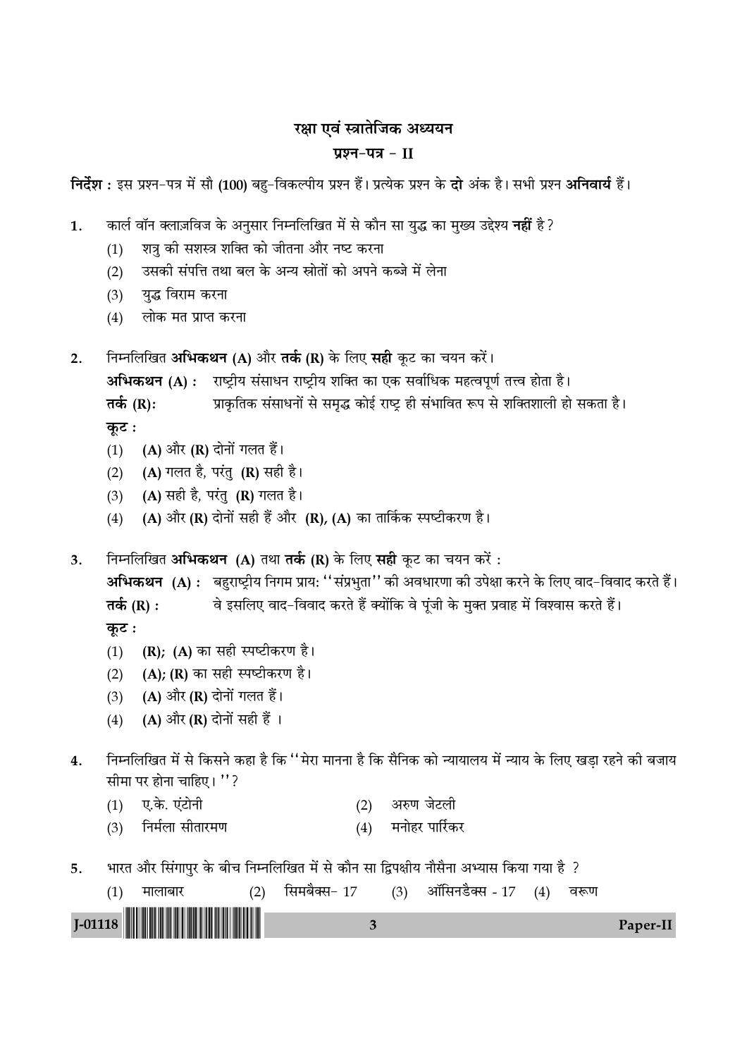## रक्षा एवं स्त्रातेजिक अध्ययन

### प्रश्न-पत्र - II

**निर्देश :** इस प्रश्न-पत्र में सौ **(100)** बहु-विकल्पीय प्रश्न हैं। प्रत्येक प्रश्न के **दो** अंक है। सभी प्रश्न **अनिवार्य** हैं।

**1.** कार्ल वॉन क्लाज़विज के अनुसार निम्नलिखित में से कौन सा युद्ध का मुख्य उद्देश्य **नहीं** है?

(1) शत्रु की सशस्त्र शक्ति को जीतना और नष्ट करना

(2) उसकी संपत्ति तथा बल के अन्य स्त्रोतों को अपने कब्जे में लेना

(3) युद्ध विराम करना

(4) लोक मत प्राप्त करना

**2.** निम्नलिखित **अभिकथन (A)** और **तर्क (R)** के लिए **सही** कूट का चयन करें।

**अभिकथन (A) :** राष्ट्रीय संसाधन राष्ट्रीय शक्ति का एक सर्वाधिक महत्वपूर्ण तत्त्व होता है।

**तर्क (R):** प्राकृतिक संसाधनों से समृद्ध कोई राष्ट्र ही संभावित रूप से शक्तिशाली हो सकता है।

**कूट :**

(1) **(A)** और **(R)** दोनों गलत हैं।

(2) **(A)** गलत है, परंतु **(R)** सही है।

(3) **(A)** सही है, परंतु **(R)** गलत है।

(4) **(A)** और **(R)** दोनों सही हैं और **(R)**, **(A)** का तार्किक स्पष्टीकरण है।

**3.** निम्नलिखित **अभिकथन (A)** तथा **तर्क (R)** के लिए **सही** कूट का चयन करें :

**अभिकथन (A) :** बहुराष्ट्रीय निगम प्राय: ''संप्रभुता'' की अवधारणा की उपेक्षा करने के लिए वाद-विवाद करते हैं।

**तर्क (R) :** वे इसलिए वाद-विवाद करते हैं क्योंकि वे पूंजी के मुक्त प्रवाह में विश्वास करते हैं।

**कूट :**

(1) **(R)**; **(A)** का सही स्पष्टीकरण है।

(2) **(A)**; **(R)** का सही स्पष्टीकरण है।

(3) **(A)** और **(R)** दोनों गलत हैं।

(4) **(A)** और **(R)** दोनों सही हैं ।

**4.** निम्नलिखित में से किसने कहा है कि ''मेरा मानना है कि सैनिक को न्यायालय में न्याय के लिए खड़ा रहने की बजाय सीमा पर होना चाहिए। ''?

(1) ए.के. एंटोनी
(2) अरुण जेटली
(3) निर्मला सीतारमण
(4) मनोहर पार्रिकर

**5.** भारत और सिंगापुर के बीच निम्नलिखित में से कौन सा द्विपक्षीय नौसैना अभ्यास किया गया है ?

(1) मालाबार
(2) सिमबैक्स- 17
(3) ऑसिनडैक्स - 17
(4) वरूण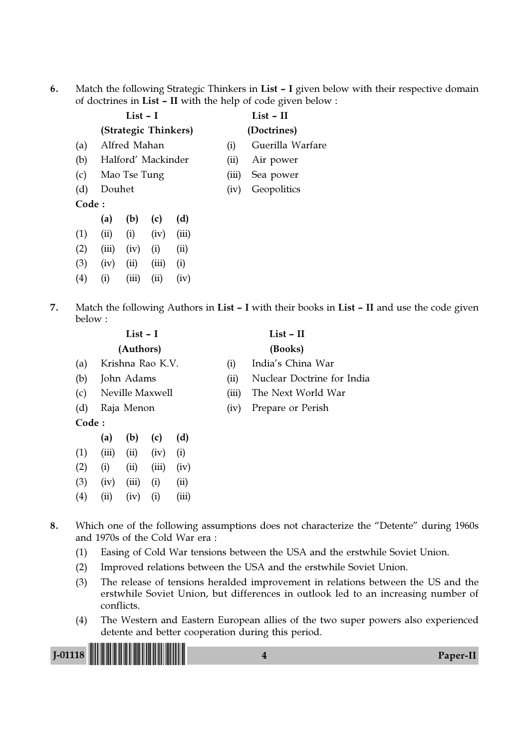6. Match the following Strategic Thinkers in **List – I** given below with their respective domain of doctrines in **List – II** with the help of code given below :

| | **List – I** | | **List – II** |
|---|---|---|---|
| | **(Strategic Thinkers)** | | **(Doctrines)** |
| (a) | Alfred Mahan | (i) | Guerilla Warfare |
| (b) | Halford' Mackinder | (ii) | Air power |
| (c) | Mao Tse Tung | (iii) | Sea power |
| (d) | Douhet | (iv) | Geopolitics |

**Code :**

| | **(a)** | **(b)** | **(c)** | **(d)** |
|---|---|---|---|---|
| (1) | (ii) | (i) | (iv) | (iii) |
| (2) | (iii) | (iv) | (i) | (ii) |
| (3) | (iv) | (ii) | (iii) | (i) |
| (4) | (i) | (iii) | (ii) | (iv) |

7. Match the following Authors in **List – I** with their books in **List – II** and use the code given below :

| | **List – I** | | **List – II** |
|---|---|---|---|
| | **(Authors)** | | **(Books)** |
| (a) | Krishna Rao K.V. | (i) | India's China War |
| (b) | John Adams | (ii) | Nuclear Doctrine for India |
| (c) | Neville Maxwell | (iii) | The Next World War |
| (d) | Raja Menon | (iv) | Prepare or Perish |

**Code :**

| | **(a)** | **(b)** | **(c)** | **(d)** |
|---|---|---|---|---|
| (1) | (iii) | (ii) | (iv) | (i) |
| (2) | (i) | (ii) | (iii) | (iv) |
| (3) | (iv) | (iii) | (i) | (ii) |
| (4) | (ii) | (iv) | (i) | (iii) |

8. Which one of the following assumptions does not characterize the "Detente" during 1960s and 1970s of the Cold War era :

   (1) Easing of Cold War tensions between the USA and the erstwhile Soviet Union.

   (2) Improved relations between the USA and the erstwhile Soviet Union.

   (3) The release of tensions heralded improvement in relations between the US and the erstwhile Soviet Union, but differences in outlook led to an increasing number of conflicts.

   (4) The Western and Eastern European allies of the two super powers also experienced detente and better cooperation during this period.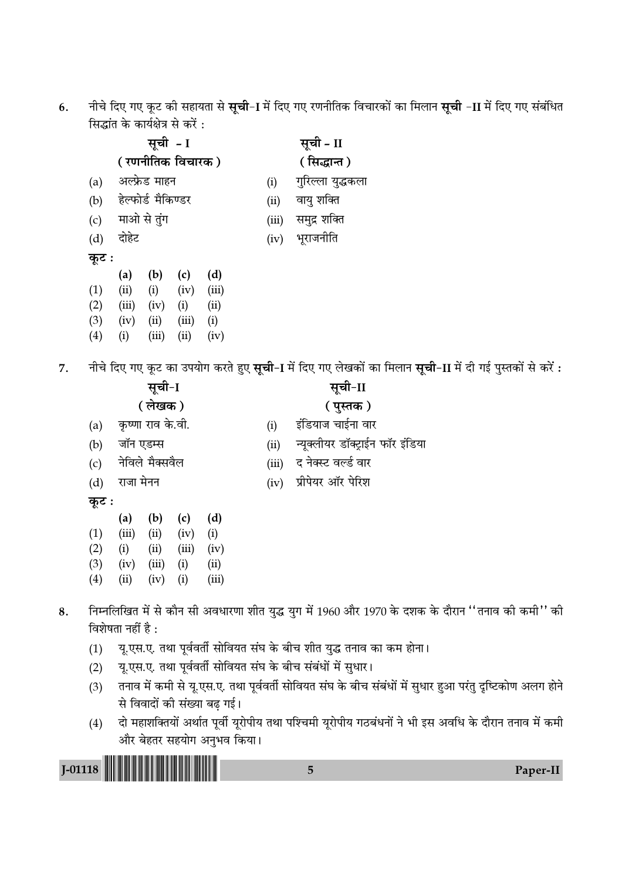6. नीचे दिए गए कूट की सहायता से **सूची**-**I** में दिए गए रणनीतिक विचारकों का मिलान **सूची** -**II** में दिए गए संबंधित सिद्धांत के कार्यक्षेत्र से करें :

| | सूची - I<br>( रणनीतिक विचारक ) | | सूची - II<br>( सिद्धान्त ) |
|---|---|---|---|
| (a) | अल्फ्रेड माहन | (i) | गुरिल्ला युद्धकला |
| (b) | हेल्फोर्ड मैकिण्डर | (ii) | वायु शक्ति |
| (c) | माओ से तुंग | (iii) | समुद्र शक्ति |
| (d) | दोहेट | (iv) | भूराजनीति |

**कूट :**

| | (a) | (b) | (c) | (d) |
|---|---|---|---|---|
| (1) | (ii) | (i) | (iv) | (iii) |
| (2) | (iii) | (iv) | (i) | (ii) |
| (3) | (iv) | (ii) | (iii) | (i) |
| (4) | (i) | (iii) | (ii) | (iv) |

7. नीचे दिए गए कूट का उपयोग करते हुए **सूची**-**I** में दिए गए लेखकों का मिलान **सूची**-**II** में दी गई पुस्तकों से करें :

| | सूची-I<br>( लेखक ) | | सूची-II<br>( पुस्तक ) |
|---|---|---|---|
| (a) | कृष्णा राव के.वी. | (i) | इंडियाज चाईना वार |
| (b) | जॉन एडम्स | (ii) | न्यूक्लीयर डॉक्ट्राईन फॉर इंडिया |
| (c) | नेविले मैक्सवैल | (iii) | द नेक्स्ट वर्ल्ड वार |
| (d) | राजा मेनन | (iv) | प्रीपेयर ऑर पेरिश |

**कूट :**

| | (a) | (b) | (c) | (d) |
|---|---|---|---|---|
| (1) | (iii) | (ii) | (iv) | (i) |
| (2) | (i) | (ii) | (iii) | (iv) |
| (3) | (iv) | (iii) | (i) | (ii) |
| (4) | (ii) | (iv) | (i) | (iii) |

8. निम्नलिखित में से कौन सी अवधारणा शीत युद्ध युग में 1960 और 1970 के दशक के दौरान ''तनाव की कमी'' की विशेषता नहीं है :

(1) यू.एस.ए. तथा पूर्ववर्ती सोवियत संघ के बीच शीत युद्ध तनाव का कम होना।

(2) यू.एस.ए. तथा पूर्ववर्ती सोवियत संघ के बीच संबंधों में सुधार।

(3) तनाव में कमी से यू.एस.ए. तथा पूर्ववर्ती सोवियत संघ के बीच संबंधों में सुधार हुआ परंतु दृष्टिकोण अलग होने से विवादों की संख्या बढ़ गई।

(4) दो महाशक्तियों अर्थात पूर्वी यूरोपीय तथा पश्चिमी यूरोपीय गठबंधनों ने भी इस अवधि के दौरान तनाव में कमी और बेहतर सहयोग अनुभव किया।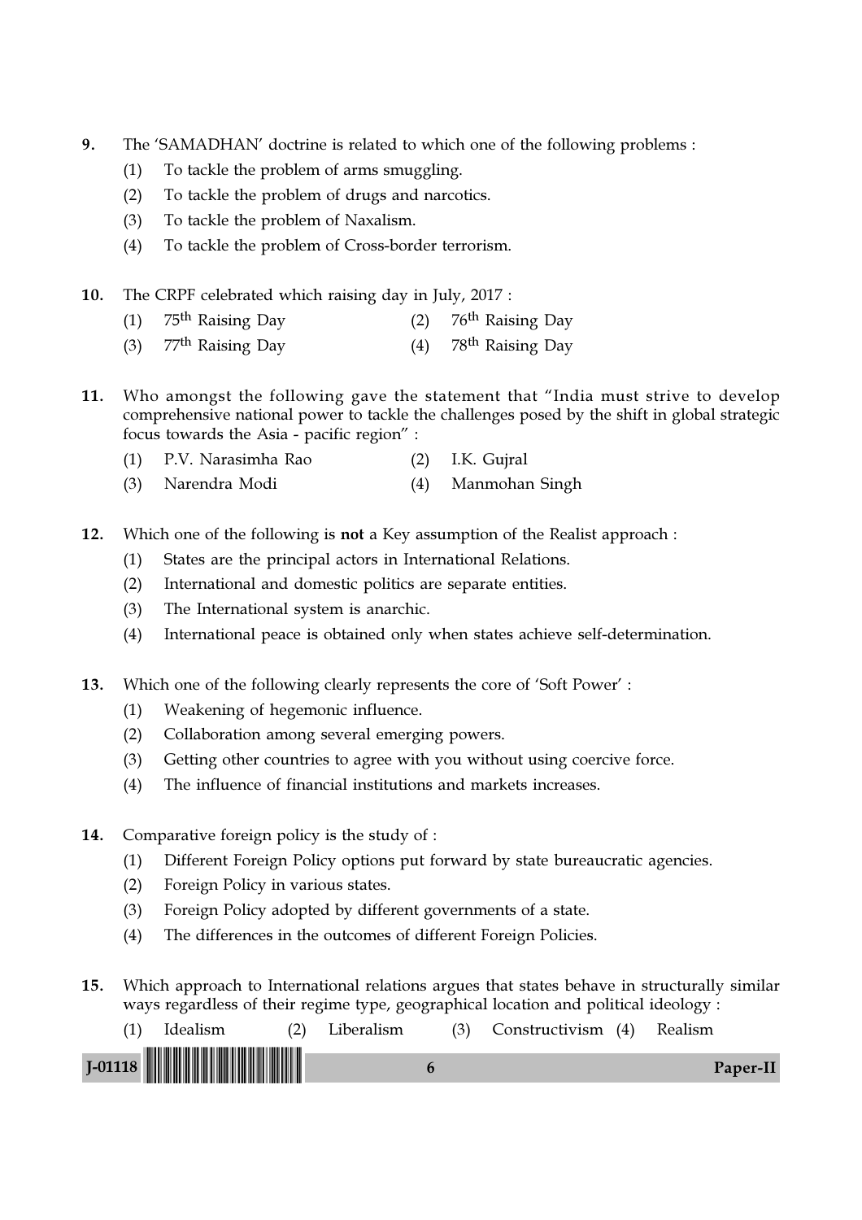9. The 'SAMADHAN' doctrine is related to which one of the following problems :
   (1) To tackle the problem of arms smuggling.
   (2) To tackle the problem of drugs and narcotics.
   (3) To tackle the problem of Naxalism.
   (4) To tackle the problem of Cross-border terrorism.

10. The CRPF celebrated which raising day in July, 2017 :
    (1) 75th Raising Day
    (2) 76th Raising Day
    (3) 77th Raising Day
    (4) 78th Raising Day

11. Who amongst the following gave the statement that "India must strive to develop comprehensive national power to tackle the challenges posed by the shift in global strategic focus towards the Asia - pacific region" :
    (1) P.V. Narasimha Rao
    (2) I.K. Gujral
    (3) Narendra Modi
    (4) Manmohan Singh

12. Which one of the following is **not** a Key assumption of the Realist approach :
    (1) States are the principal actors in International Relations.
    (2) International and domestic politics are separate entities.
    (3) The International system is anarchic.
    (4) International peace is obtained only when states achieve self-determination.

13. Which one of the following clearly represents the core of 'Soft Power' :
    (1) Weakening of hegemonic influence.
    (2) Collaboration among several emerging powers.
    (3) Getting other countries to agree with you without using coercive force.
    (4) The influence of financial institutions and markets increases.

14. Comparative foreign policy is the study of :
    (1) Different Foreign Policy options put forward by state bureaucratic agencies.
    (2) Foreign Policy in various states.
    (3) Foreign Policy adopted by different governments of a state.
    (4) The differences in the outcomes of different Foreign Policies.

15. Which approach to International relations argues that states behave in structurally similar ways regardless of their regime type, geographical location and political ideology :
    (1) Idealism
    (2) Liberalism
    (3) Constructivism
    (4) Realism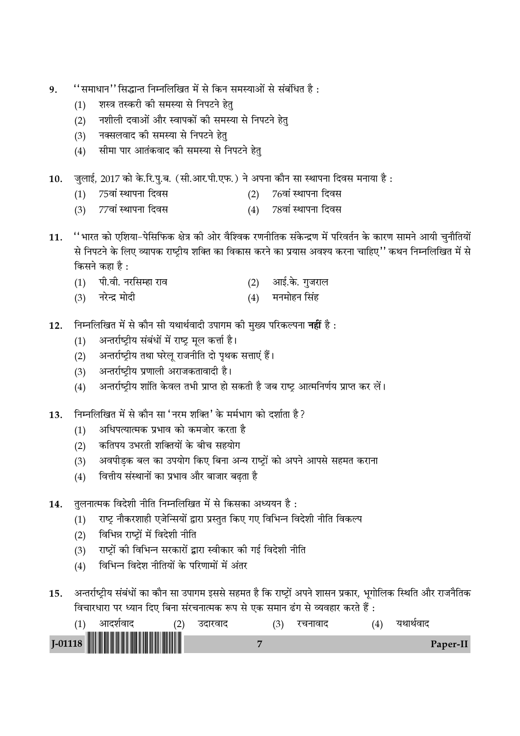9. ''समाधान'' सिद्धान्त निम्नलिखित में से किन समस्याओं से संबंधित है :
   (1) शस्त्र तस्करी की समस्या से निपटने हेतु
   (2) नशीली दवाओं और स्वापकों की समस्या से निपटने हेतु
   (3) नक्सलवाद की समस्या से निपटने हेतु
   (4) सीमा पार आतंकवाद की समस्या से निपटने हेतु

10. जुलाई, 2017 को के.रि.पु.ब. (सी.आर.पी.एफ.) ने अपना कौन सा स्थापना दिवस मनाया है :
    (1) 75वां स्थापना दिवस
    (2) 76वां स्थापना दिवस
    (3) 77वां स्थापना दिवस
    (4) 78वां स्थापना दिवस

11. ''भारत को एशिया-पेसिफिक क्षेत्र की ओर वैश्विक रणनीतिक संकेन्द्रण में परिवर्तन के कारण सामने आयी चुनौतियों से निपटने के लिए व्यापक राष्ट्रीय शक्ति का विकास करने का प्रयास अवश्य करना चाहिए'' कथन निम्नलिखित में से किसने कहा है :
    (1) पी.वी. नरसिम्हा राव
    (2) आई.के. गुजराल
    (3) नरेन्द्र मोदी
    (4) मनमोहन सिंह

12. निम्नलिखित में से कौन सी यथार्थवादी उपागम की मुख्य परिकल्पना **नहीं** है :
    (1) अन्तर्राष्ट्रीय संबंधों में राष्ट्र मूल कर्त्ता है।
    (2) अन्तर्राष्ट्रीय तथा घरेलू राजनीति दो पृथक सत्ताएं हैं।
    (3) अन्तर्राष्ट्रीय प्रणाली अराजकतावादी है।
    (4) अन्तर्राष्ट्रीय शांति केवल तभी प्राप्त हो सकती है जब राष्ट्र आत्मनिर्णय प्राप्त कर लें।

13. निम्नलिखित में से कौन सा 'नरम शक्ति' के मर्मभाग को दर्शाता है?
    (1) अधिपत्यात्मक प्रभाव को कमजोर करता है
    (2) कतिपय उभरती शक्तियों के बीच सहयोग
    (3) अवपीड़क बल का उपयोग किए बिना अन्य राष्ट्रों को अपने आपसे सहमत कराना
    (4) वित्तीय संस्थानों का प्रभाव और बाजार बढ़ता है

14. तुलनात्मक विदेशी नीति निम्नलिखित में से किसका अध्ययन है :
    (1) राष्ट्र नौकरशाही एजेन्सियों द्वारा प्रस्तुत किए गए विभिन्न विदेशी नीति विकल्प
    (2) विभिन्न राष्ट्रों में विदेशी नीति
    (3) राष्ट्रों की विभिन्न सरकारों द्वारा स्वीकार की गई विदेशी नीति
    (4) विभिन्न विदेश नीतियों के परिणामों में अंतर

15. अन्तर्राष्ट्रीय संबंधों का कौन सा उपागम इससे सहमत है कि राष्ट्रों अपने शासन प्रकार, भूगोलिक स्थिति और राजनैतिक विचारधारा पर ध्यान दिए बिना संरचनात्मक रूप से एक समान ढंग से व्यवहार करते हैं :
    (1) आदर्शवाद
    (2) उदारवाद
    (3) रचनावाद
    (4) यथार्थवाद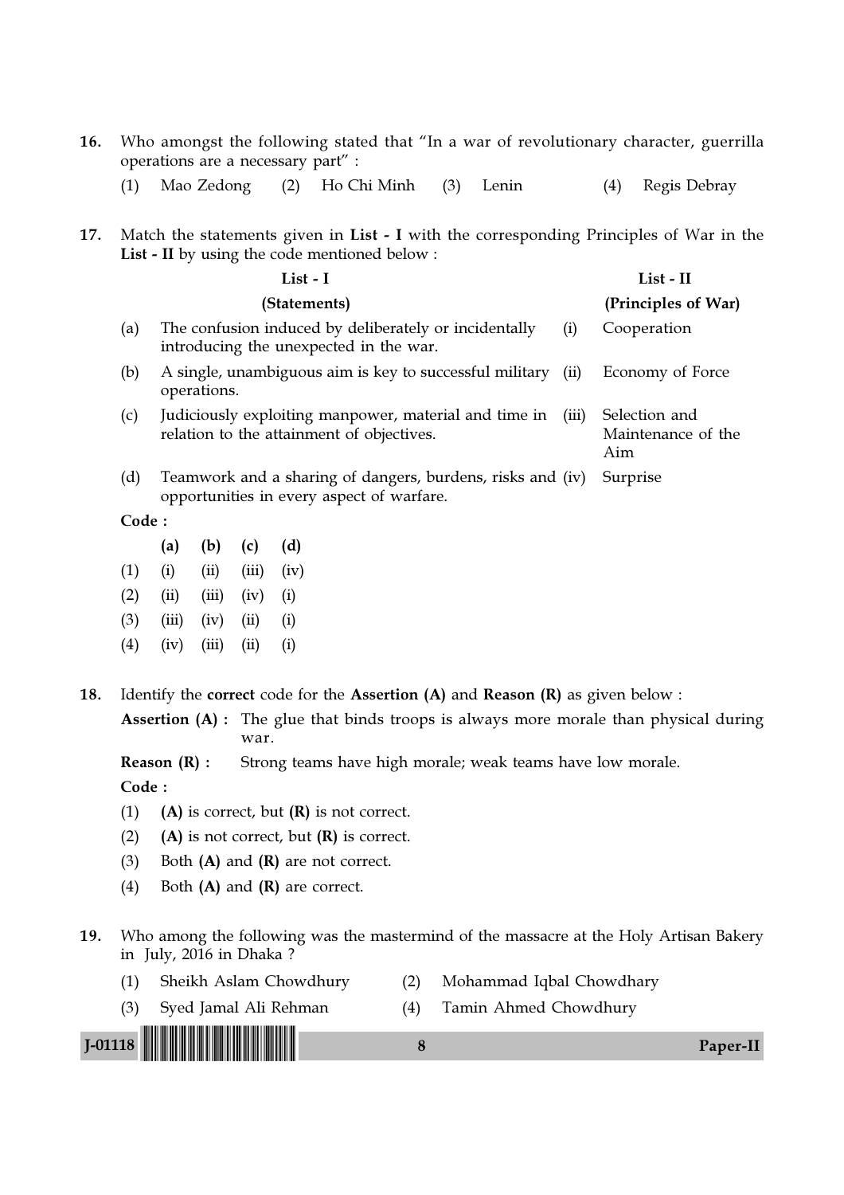16. Who amongst the following stated that "In a war of revolutionary character, guerrilla operations are a necessary part" :

    (1) Mao Zedong (2) Ho Chi Minh (3) Lenin (4) Regis Debray

17. Match the statements given in **List - I** with the corresponding Principles of War in the **List - II** by using the code mentioned below :

| | **List - I** **(Statements)** | | **List - II** **(Principles of War)** |
|---|---|---|---|
| (a) | The confusion induced by deliberately or incidentally introducing the unexpected in the war. | (i) | Cooperation |
| (b) | A single, unambiguous aim is key to successful military operations. | (ii) | Economy of Force |
| (c) | Judiciously exploiting manpower, material and time in relation to the attainment of objectives. | (iii) | Selection and Maintenance of the Aim |
| (d) | Teamwork and a sharing of dangers, burdens, risks and opportunities in every aspect of warfare. | (iv) | Surprise |

**Code :**

| | **(a)** | **(b)** | **(c)** | **(d)** |
|---|---|---|---|---|
| (1) | (i) | (ii) | (iii) | (iv) |
| (2) | (ii) | (iii) | (iv) | (i) |
| (3) | (iii) | (iv) | (ii) | (i) |
| (4) | (iv) | (iii) | (ii) | (i) |

18. Identify the **correct** code for the **Assertion (A)** and **Reason (R)** as given below :

    **Assertion (A) :** The glue that binds troops is always more morale than physical during war.

    **Reason (R) :** Strong teams have high morale; weak teams have low morale.

    **Code :**

    (1) **(A)** is correct, but **(R)** is not correct.

    (2) **(A)** is not correct, but **(R)** is correct.

    (3) Both **(A)** and **(R)** are not correct.

    (4) Both **(A)** and **(R)** are correct.

19. Who among the following was the mastermind of the massacre at the Holy Artisan Bakery in July, 2016 in Dhaka ?

    (1) Sheikh Aslam Chowdhury (2) Mohammad Iqbal Chowdhary

    (3) Syed Jamal Ali Rehman (4) Tamin Ahmed Chowdhury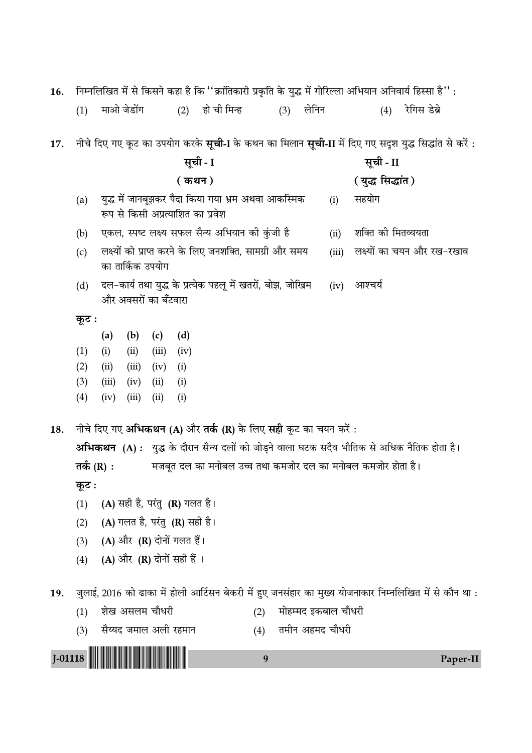16. निम्नलिखित में से किसने कहा है कि "क्रांतिकारी प्रकृति के युद्ध में गोरिल्ला अभियान अनिवार्य हिस्सा है" :

(1) माओ जेडोंग (2) हो ची मिन्ह (3) लेनिन (4) रेगिस डेब्रे

17. नीचे दिए गए कूट का उपयोग करके **सूची-I** के कथन का मिलान **सूची-II** में दिए गए सदृश युद्ध सिद्धांत से करें :

| | **सूची - I** **(कथन)** | | **सूची - II** **(युद्ध सिद्धांत)** |
|---|---|---|---|
| (a) | युद्ध में जानबूझकर पैदा किया गया भ्रम अथवा आकस्मिक रूप से किसी अप्रत्याशित का प्रवेश | (i) | सहयोग |
| (b) | एकल, स्पष्ट लक्ष्य सफल सैन्य अभियान की कुंजी है | (ii) | शक्ति की मितव्ययता |
| (c) | लक्ष्यों को प्राप्त करने के लिए जनशक्ति, सामग्री और समय का तार्किक उपयोग | (iii) | लक्ष्यों का चयन और रख-रखाव |
| (d) | दल-कार्य तथा युद्ध के प्रत्येक पहलू में खतरों, बोझ, जोखिम और अवसरों का बँटवारा | (iv) | आश्चर्य |

**कूट :**

| | **(a)** | **(b)** | **(c)** | **(d)** |
|---|---|---|---|---|
| (1) | (i) | (ii) | (iii) | (iv) |
| (2) | (ii) | (iii) | (iv) | (i) |
| (3) | (iii) | (iv) | (ii) | (i) |
| (4) | (iv) | (iii) | (ii) | (i) |

18. नीचे दिए गए **अभिकथन (A)** और **तर्क (R)** के लिए **सही** कूट का चयन करें :

**अभिकथन (A) :** युद्ध के दौरान सैन्य दलों को जोड़ने वाला घटक सदैव भौतिक से अधिक नैतिक होता है।

**तर्क (R) :** मजबूत दल का मनोबल उच्च तथा कमजोर दल का मनोबल कमजोर होता है।

**कूट :**

(1) **(A)** सही है, परंतु **(R)** गलत है।

(2) **(A)** गलत है, परंतु **(R)** सही है।

(3) **(A)** और **(R)** दोनों गलत हैं।

(4) **(A)** और **(R)** दोनों सही हैं ।

19. जुलाई, 2016 को ढाका में होली आर्टिसन बेकरी में हुए जनसंहार का मुख्य योजनाकार निम्नलिखित में से कौन था :

(1) शेख असलम चौधरी (2) मोहम्मद इकबाल चौधरी

(3) सैय्यद जमाल अली रहमान (4) तमीन अहमद चौधरी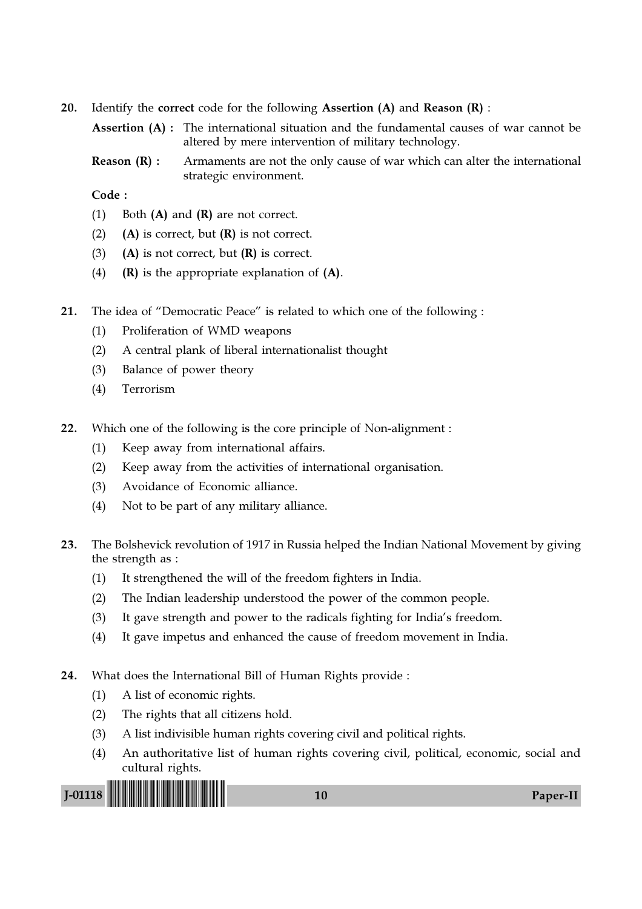20. Identify the **correct** code for the following **Assertion (A)** and **Reason (R)** :

**Assertion (A) :** The international situation and the fundamental causes of war cannot be altered by mere intervention of military technology.

**Reason (R) :** Armaments are not the only cause of war which can alter the international strategic environment.

**Code :**

(1) Both **(A)** and **(R)** are not correct.

(2) **(A)** is correct, but **(R)** is not correct.

(3) **(A)** is not correct, but **(R)** is correct.

(4) **(R)** is the appropriate explanation of **(A)**.

21. The idea of "Democratic Peace" is related to which one of the following :

(1) Proliferation of WMD weapons

(2) A central plank of liberal internationalist thought

(3) Balance of power theory

(4) Terrorism

22. Which one of the following is the core principle of Non-alignment :

(1) Keep away from international affairs.

(2) Keep away from the activities of international organisation.

(3) Avoidance of Economic alliance.

(4) Not to be part of any military alliance.

23. The Bolshevick revolution of 1917 in Russia helped the Indian National Movement by giving the strength as :

(1) It strengthened the will of the freedom fighters in India.

(2) The Indian leadership understood the power of the common people.

(3) It gave strength and power to the radicals fighting for India's freedom.

(4) It gave impetus and enhanced the cause of freedom movement in India.

24. What does the International Bill of Human Rights provide :

(1) A list of economic rights.

(2) The rights that all citizens hold.

(3) A list indivisible human rights covering civil and political rights.

(4) An authoritative list of human rights covering civil, political, economic, social and cultural rights.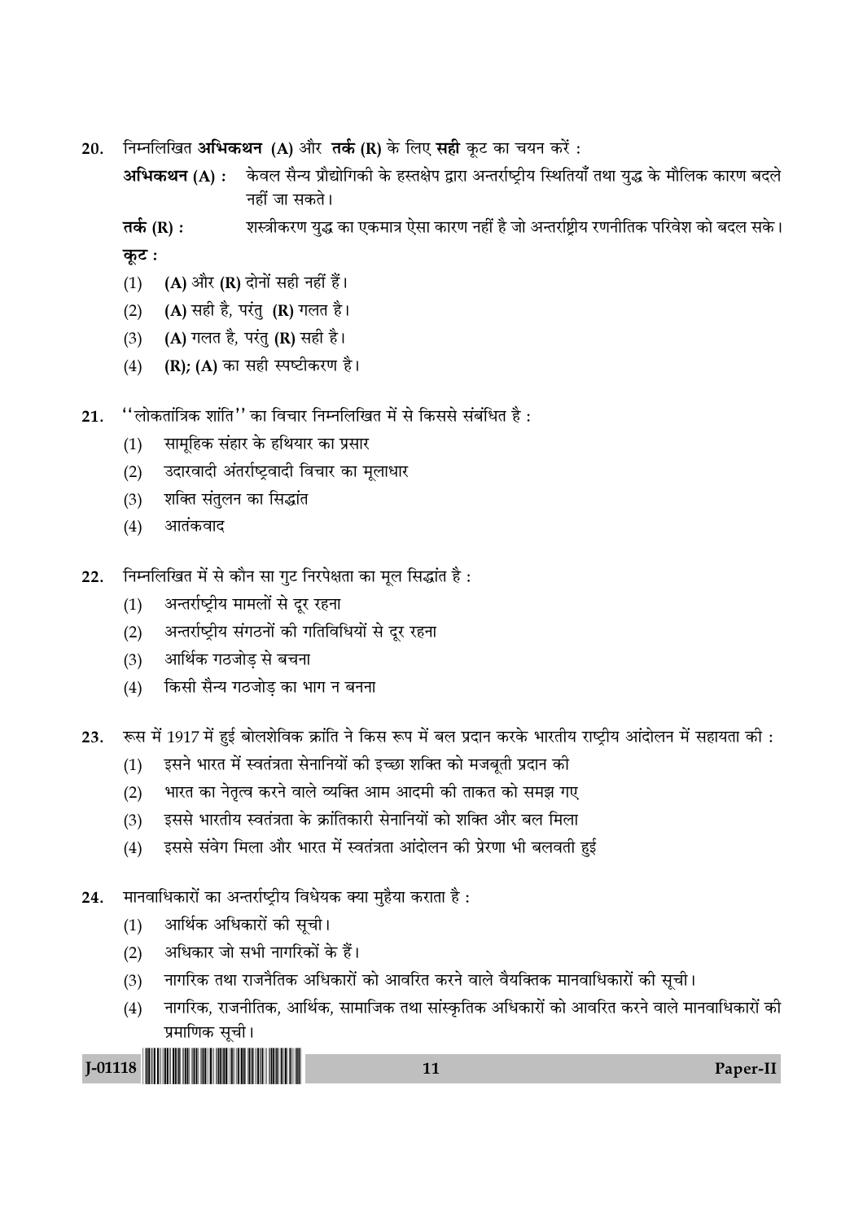20. निम्नलिखित **अभिकथन (A)** और **तर्क (R)** के लिए **सही** कूट का चयन करें :

**अभिकथन (A) :** केवल सैन्य प्रौद्योगिकी के हस्तक्षेप द्वारा अन्तर्राष्ट्रीय स्थितियाँ तथा युद्ध के मौलिक कारण बदले नहीं जा सकते।

**तर्क (R) :** शस्त्रीकरण युद्ध का एकमात्र ऐसा कारण नहीं है जो अन्तर्राष्ट्रीय रणनीतिक परिवेश को बदल सके।

**कूट :**

(1) **(A)** और **(R)** दोनों सही नहीं हैं।

(2) **(A)** सही है, परंतु **(R)** गलत है।

(3) **(A)** गलत है, परंतु **(R)** सही है।

(4) **(R); (A)** का सही स्पष्टीकरण है।

21. ''लोकतांत्रिक शांति'' का विचार निम्नलिखित में से किससे संबंधित है :

(1) सामूहिक संहार के हथियार का प्रसार

(2) उदारवादी अंतर्राष्ट्रवादी विचार का मूलाधार

(3) शक्ति संतुलन का सिद्धांत

(4) आतंकवाद

22. निम्नलिखित में से कौन सा गुट निरपेक्षता का मूल सिद्धांत है :

(1) अन्तर्राष्ट्रीय मामलों से दूर रहना

(2) अन्तर्राष्ट्रीय संगठनों की गतिविधियों से दूर रहना

(3) आर्थिक गठजोड़ से बचना

(4) किसी सैन्य गठजोड़ का भाग न बनना

23. रूस में 1917 में हुई बोलशेविक क्रांति ने किस रूप में बल प्रदान करके भारतीय राष्ट्रीय आंदोलन में सहायता की :

(1) इसने भारत में स्वतंत्रता सेनानियों की इच्छा शक्ति को मजबूती प्रदान की

(2) भारत का नेतृत्व करने वाले व्यक्ति आम आदमी की ताकत को समझ गए

(3) इससे भारतीय स्वतंत्रता के क्रांतिकारी सेनानियों को शक्ति और बल मिला

(4) इससे संवेग मिला और भारत में स्वतंत्रता आंदोलन की प्रेरणा भी बलवती हुई

24. मानवाधिकारों का अन्तर्राष्ट्रीय विधेयक क्या मुहैया कराता है :

(1) आर्थिक अधिकारों की सूची।

(2) अधिकार जो सभी नागरिकों के हैं।

(3) नागरिक तथा राजनैतिक अधिकारों को आवरित करने वाले वैयक्तिक मानवाधिकारों की सूची।

(4) नागरिक, राजनीतिक, आर्थिक, सामाजिक तथा सांस्कृतिक अधिकारों को आवरित करने वाले मानवाधिकारों की प्रमाणिक सूची।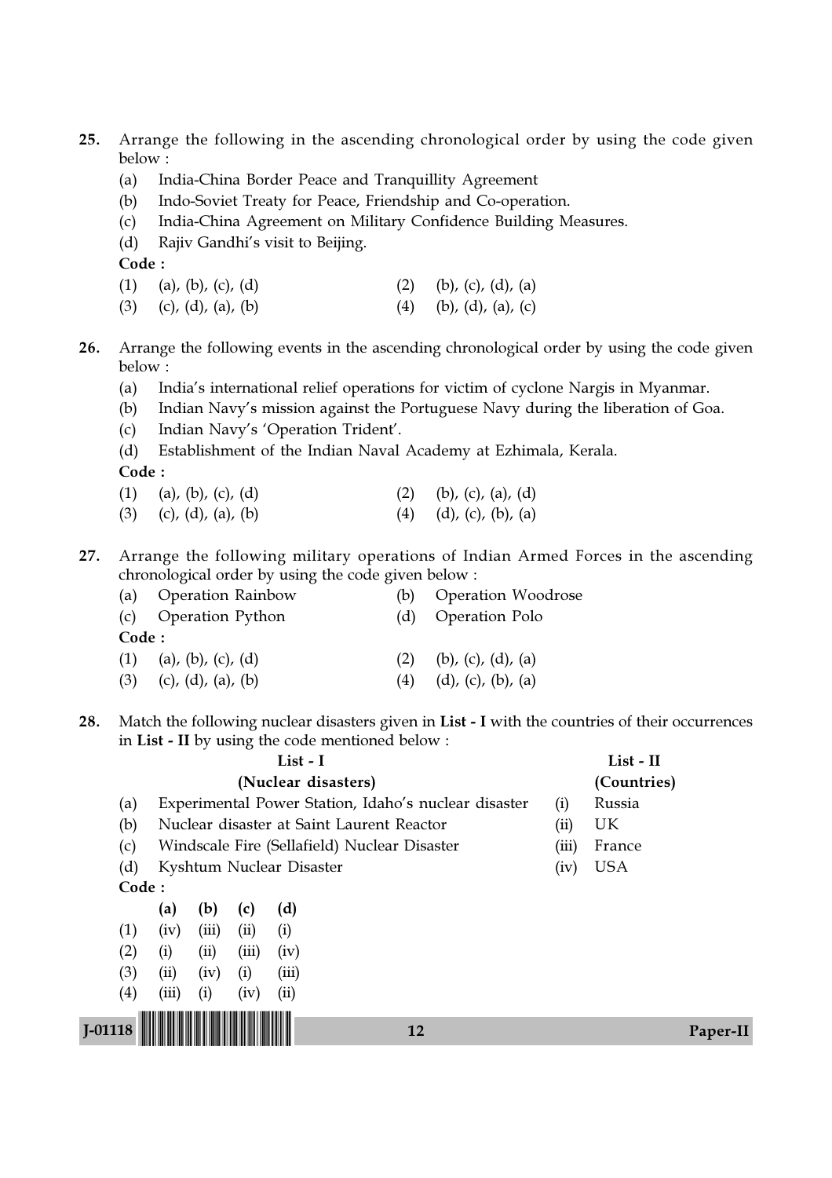25. Arrange the following in the ascending chronological order by using the code given below :

(a) India-China Border Peace and Tranquillity Agreement

(b) Indo-Soviet Treaty for Peace, Friendship and Co-operation.

(c) India-China Agreement on Military Confidence Building Measures.

(d) Rajiv Gandhi's visit to Beijing.

**Code :**

(1) (a), (b), (c), (d)

(2) (b), (c), (d), (a)

(3) (c), (d), (a), (b)

(4) (b), (d), (a), (c)

26. Arrange the following events in the ascending chronological order by using the code given below :

(a) India's international relief operations for victim of cyclone Nargis in Myanmar.

(b) Indian Navy's mission against the Portuguese Navy during the liberation of Goa.

(c) Indian Navy's 'Operation Trident'.

(d) Establishment of the Indian Naval Academy at Ezhimala, Kerala.

**Code :**

(1) (a), (b), (c), (d)

(2) (b), (c), (a), (d)

(3) (c), (d), (a), (b)

(4) (d), (c), (b), (a)

27. Arrange the following military operations of Indian Armed Forces in the ascending chronological order by using the code given below :

(a) Operation Rainbow

(b) Operation Woodrose

(c) Operation Python

(d) Operation Polo

**Code :**

(1) (a), (b), (c), (d)

(2) (b), (c), (d), (a)

(3) (c), (d), (a), (b)

(4) (d), (c), (b), (a)

28. Match the following nuclear disasters given in **List - I** with the countries of their occurrences in **List - II** by using the code mentioned below :

| | List - I (Nuclear disasters) | | List - II (Countries) |
|---|---|---|---|
| (a) | Experimental Power Station, Idaho's nuclear disaster | (i) | Russia |
| (b) | Nuclear disaster at Saint Laurent Reactor | (ii) | UK |
| (c) | Windscale Fire (Sellafield) Nuclear Disaster | (iii) | France |
| (d) | Kyshtum Nuclear Disaster | (iv) | USA |

**Code :**

| | (a) | (b) | (c) | (d) |
|---|---|---|---|---|
| (1) | (iv) | (iii) | (ii) | (i) |
| (2) | (i) | (ii) | (iii) | (iv) |
| (3) | (ii) | (iv) | (i) | (iii) |
| (4) | (iii) | (i) | (iv) | (ii) |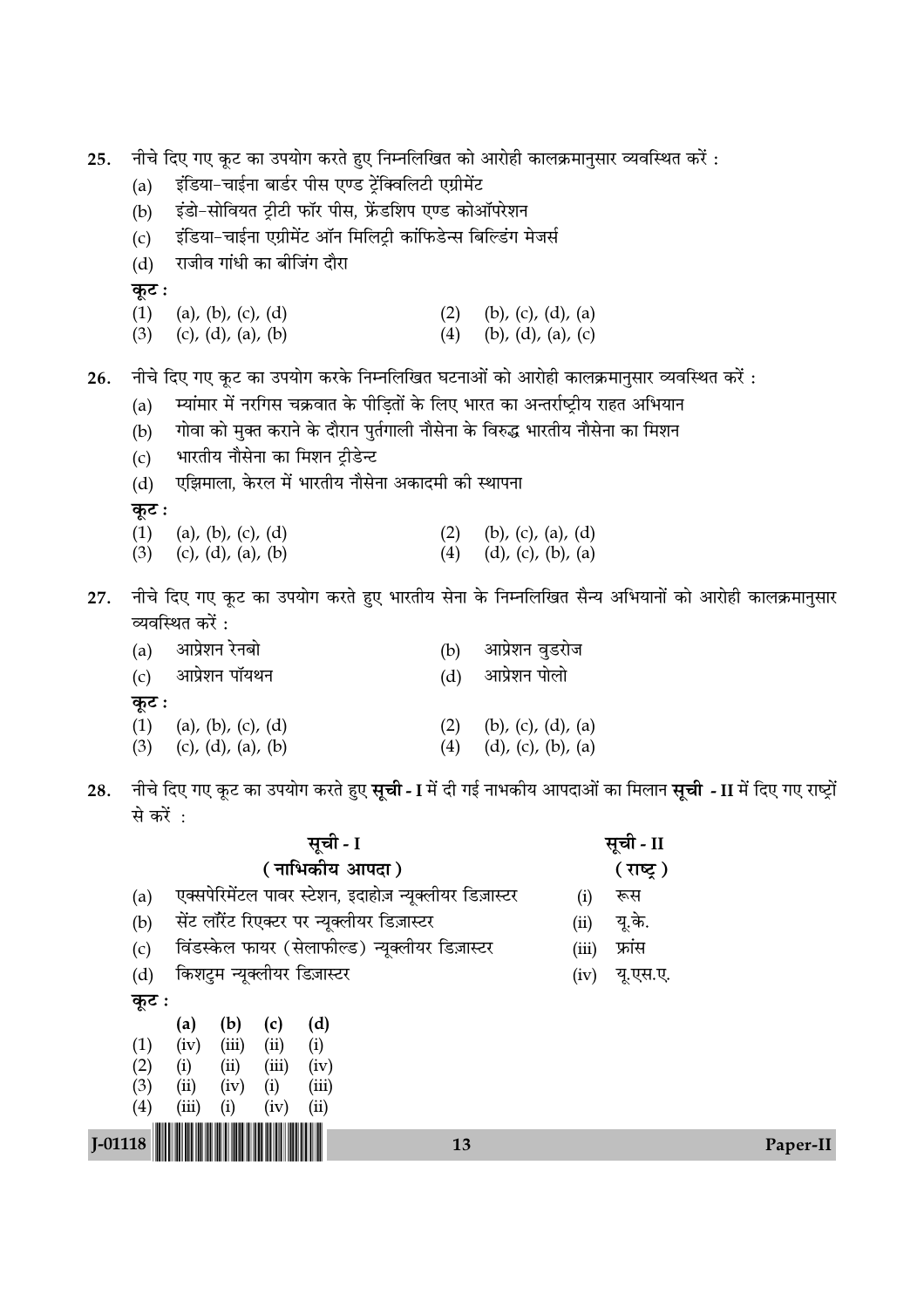25. नीचे दिए गए कूट का उपयोग करते हुए निम्नलिखित को आरोही कालक्रमानुसार व्यवस्थित करें :
   (a) इंडिया-चाईना बार्डर पीस एण्ड ट्रेंक्विलिटी एग्रीमेंट
   (b) इंडो-सोवियत ट्रीटी फॉर पीस, फ्रेंडशिप एण्ड कोऑपरेशन
   (c) इंडिया-चाईना एग्रीमेंट ऑन मिलिट्री कांफिडेन्स बिल्डिंग मेजर्स
   (d) राजीव गांधी का बीजिंग दौरा

   **कूट :**
   (1) (a), (b), (c), (d)
   (2) (b), (c), (d), (a)
   (3) (c), (d), (a), (b)
   (4) (b), (d), (a), (c)

26. नीचे दिए गए कूट का उपयोग करके निम्नलिखित घटनाओं को आरोही कालक्रमानुसार व्यवस्थित करें :
   (a) म्यांमार में नरगिस चक्रवात के पीड़ितों के लिए भारत का अन्तर्राष्ट्रीय राहत अभियान
   (b) गोवा को मुक्त कराने के दौरान पुर्तगाली नौसेना के विरुद्ध भारतीय नौसेना का मिशन
   (c) भारतीय नौसेना का मिशन ट्रीडेन्ट
   (d) एझिमाला, केरल में भारतीय नौसेना अकादमी की स्थापना

   **कूट :**
   (1) (a), (b), (c), (d)
   (2) (b), (c), (a), (d)
   (3) (c), (d), (a), (b)
   (4) (d), (c), (b), (a)

27. नीचे दिए गए कूट का उपयोग करते हुए भारतीय सेना के निम्नलिखित सैन्य अभियानों को आरोही कालक्रमानुसार व्यवस्थित करें :
   (a) आप्रेशन रेनबो
   (b) आप्रेशन वुडरोज
   (c) आप्रेशन पॉयथन
   (d) आप्रेशन पोलो

   **कूट :**
   (1) (a), (b), (c), (d)
   (2) (b), (c), (d), (a)
   (3) (c), (d), (a), (b)
   (4) (d), (c), (b), (a)

28. नीचे दिए गए कूट का उपयोग करते हुए **सूची - I** में दी गई नाभकीय आपदाओं का मिलान **सूची - II** में दिए गए राष्ट्रों से करें :

| | सूची - I (नाभिकीय आपदा) | | सूची - II (राष्ट्र) |
|---|---|---|---|
| (a) | एक्सपेरिमेंटल पावर स्टेशन, इदाहोज़ न्यूक्लीयर डिज़ास्टर | (i) | रूस |
| (b) | सेंट लॉरेंट रिएक्टर पर न्यूक्लीयर डिज़ास्टर | (ii) | यू.के. |
| (c) | विंडस्केल फायर (सेलाफील्ड) न्यूक्लीयर डिज़ास्टर | (iii) | फ्रांस |
| (d) | किशटुम न्यूक्लीयर डिज़ास्टर | (iv) | यू.एस.ए. |

   **कूट :**

| | (a) | (b) | (c) | (d) |
|---|---|---|---|---|
| (1) | (iv) | (iii) | (ii) | (i) |
| (2) | (i) | (ii) | (iii) | (iv) |
| (3) | (ii) | (iv) | (i) | (iii) |
| (4) | (iii) | (i) | (iv) | (ii) |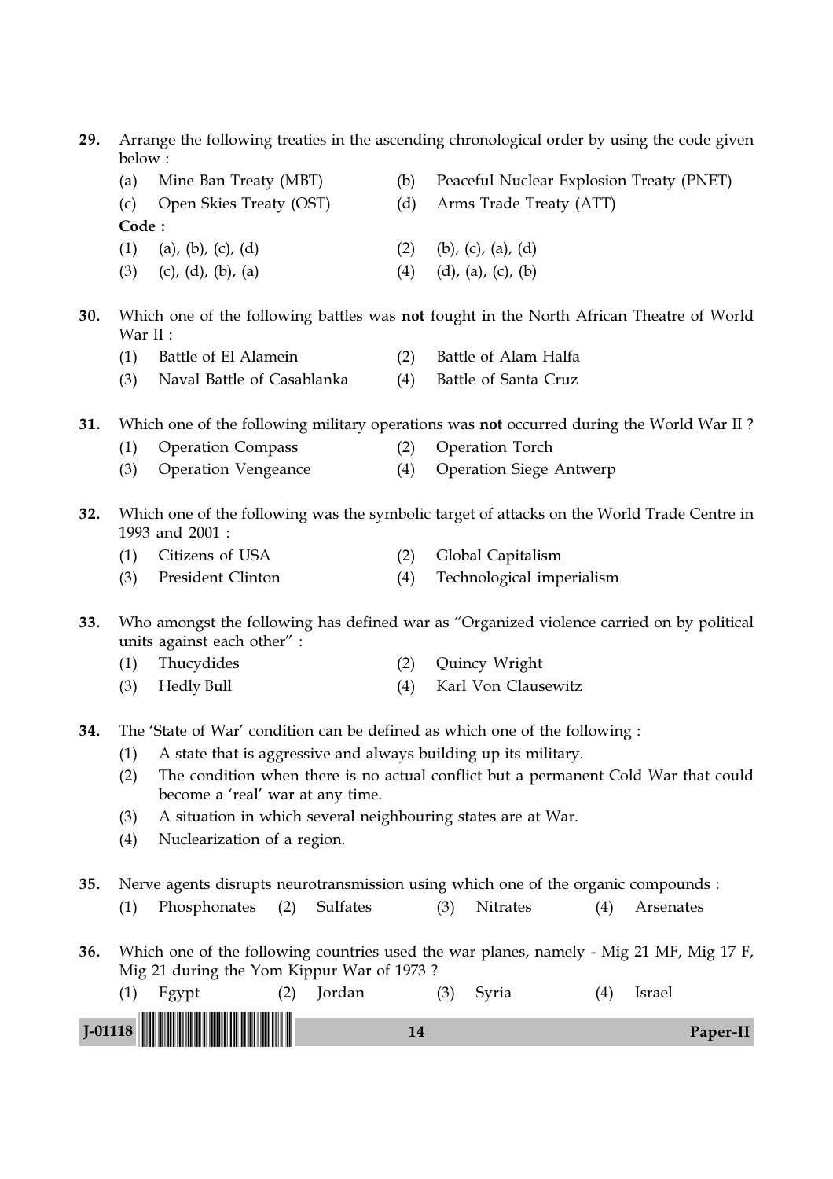29. Arrange the following treaties in the ascending chronological order by using the code given below :

    (a) Mine Ban Treaty (MBT)
    (b) Peaceful Nuclear Explosion Treaty (PNET)
    (c) Open Skies Treaty (OST)
    (d) Arms Trade Treaty (ATT)

    **Code :**

    (1) (a), (b), (c), (d)
    (2) (b), (c), (a), (d)
    (3) (c), (d), (b), (a)
    (4) (d), (a), (c), (b)

30. Which one of the following battles was **not** fought in the North African Theatre of World War II :

    (1) Battle of El Alamein
    (2) Battle of Alam Halfa
    (3) Naval Battle of Casablanka
    (4) Battle of Santa Cruz

31. Which one of the following military operations was **not** occurred during the World War II ?

    (1) Operation Compass
    (2) Operation Torch
    (3) Operation Vengeance
    (4) Operation Siege Antwerp

32. Which one of the following was the symbolic target of attacks on the World Trade Centre in 1993 and 2001 :

    (1) Citizens of USA
    (2) Global Capitalism
    (3) President Clinton
    (4) Technological imperialism

33. Who amongst the following has defined war as "Organized violence carried on by political units against each other" :

    (1) Thucydides
    (2) Quincy Wright
    (3) Hedly Bull
    (4) Karl Von Clausewitz

34. The 'State of War' condition can be defined as which one of the following :

    (1) A state that is aggressive and always building up its military.
    (2) The condition when there is no actual conflict but a permanent Cold War that could become a 'real' war at any time.
    (3) A situation in which several neighbouring states are at War.
    (4) Nuclearization of a region.

35. Nerve agents disrupts neurotransmission using which one of the organic compounds :

    (1) Phosphonates
    (2) Sulfates
    (3) Nitrates
    (4) Arsenates

36. Which one of the following countries used the war planes, namely - Mig 21 MF, Mig 17 F, Mig 21 during the Yom Kippur War of 1973 ?

    (1) Egypt
    (2) Jordan
    (3) Syria
    (4) Israel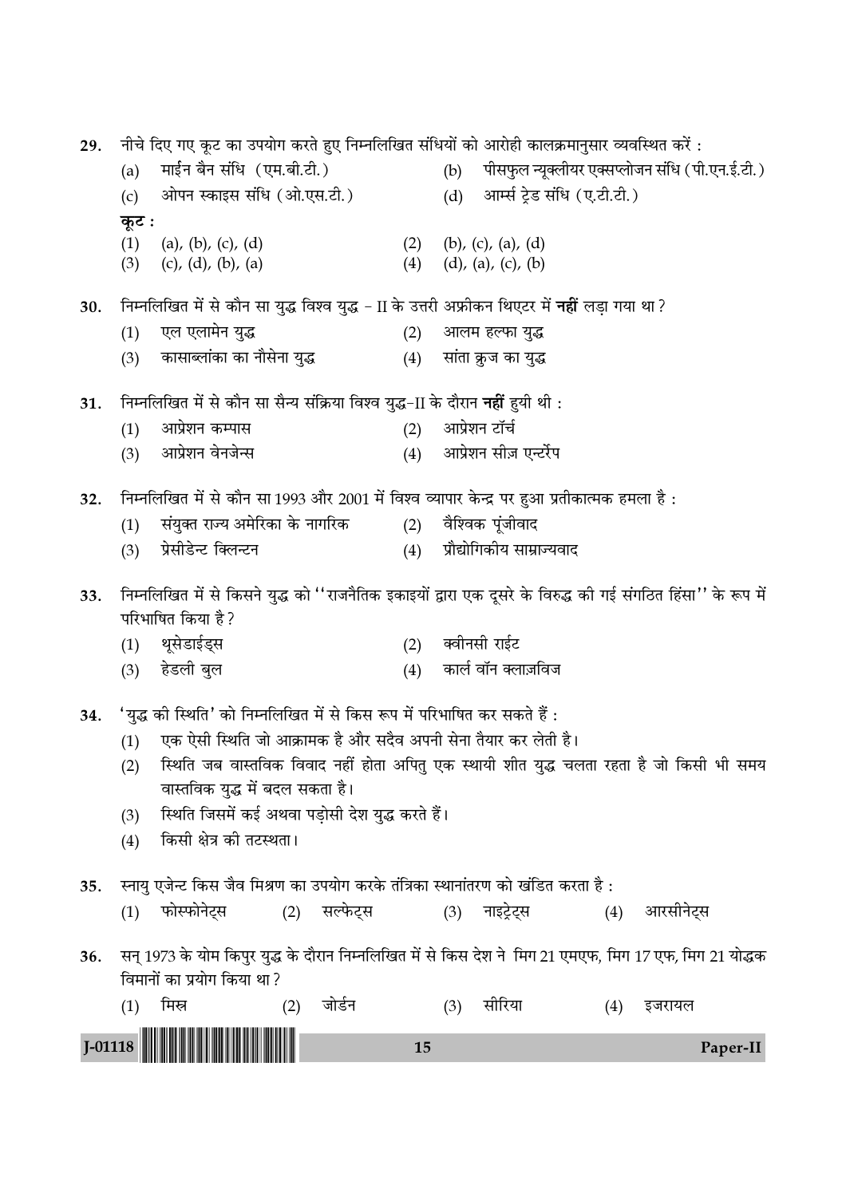29. नीचे दिए गए कूट का उपयोग करते हुए निम्नलिखित संधियों को आरोही कालक्रमानुसार व्यवस्थित करें :

(a) माईन बैन संधि (एम.बी.टी.)
(b) पीसफुल न्यूक्लीयर एक्सप्लोजन संधि (पी.एन.ई.टी.)
(c) ओपन स्काइस संधि (ओ.एस.टी.)
(d) आर्म्स ट्रेड संधि (ए.टी.टी.)

**कूट :**

(1) (a), (b), (c), (d)
(2) (b), (c), (a), (d)
(3) (c), (d), (b), (a)
(4) (d), (a), (c), (b)

30. निम्नलिखित में से कौन सा युद्ध विश्व युद्ध – II के उत्तरी अफ्रीकन थिएटर में **नहीं** लड़ा गया था ?

(1) एल एलामेन युद्ध
(2) आलम हल्फा युद्ध
(3) कासाब्लांका का नौसेना युद्ध
(4) सांता क्रुज का युद्ध

31. निम्नलिखित में से कौन सा सैन्य संक्रिया विश्व युद्ध-II के दौरान **नहीं** हुयी थी :

(1) आप्रेशन कम्पास
(2) आप्रेशन टॉर्च
(3) आप्रेशन वेनजेन्स
(4) आप्रेशन सीज़ एन्टर्रेप

32. निम्नलिखित में से कौन सा 1993 और 2001 में विश्व व्यापार केन्द्र पर हुआ प्रतीकात्मक हमला है :

(1) संयुक्त राज्य अमेरिका के नागरिक
(2) वैश्विक पूंजीवाद
(3) प्रेसीडेन्ट क्लिन्टन
(4) प्रौद्योगिकीय साम्राज्यवाद

33. निम्नलिखित में से किसने युद्ध को ''राजनैतिक इकाइयों द्वारा एक दूसरे के विरुद्ध की गई संगठित हिंसा'' के रूप में परिभाषित किया है ?

(1) थूसेडाईड्स
(2) क्वीनसी राईट
(3) हेडली बुल
(4) कार्ल वॉन क्लाज़विज

34. 'युद्ध की स्थिति' को निम्नलिखित में से किस रूप में परिभाषित कर सकते हैं :

(1) एक ऐसी स्थिति जो आक्रामक है और सदैव अपनी सेना तैयार कर लेती है।
(2) स्थिति जब वास्तविक विवाद नहीं होता अपितु एक स्थायी शीत युद्ध चलता रहता है जो किसी भी समय वास्तविक युद्ध में बदल सकता है।
(3) स्थिति जिसमें कई अथवा पड़ोसी देश युद्ध करते हैं।
(4) किसी क्षेत्र की तटस्थता।

35. स्नायु एजेन्ट किस जैव मिश्रण का उपयोग करके तंत्रिका स्थानांतरण को खंडित करता है :

(1) फोस्फोनेट्स
(2) सल्फेट्स
(3) नाइट्रेट्स
(4) आरसीनेट्स

36. सन् 1973 के योम किपुर युद्ध के दौरान निम्नलिखित में से किस देश ने मिग 21 एमएफ, मिग 17 एफ, मिग 21 योद्धक विमानों का प्रयोग किया था ?

(1) मिस्त्र
(2) जोर्डन
(3) सीरिया
(4) इजरायल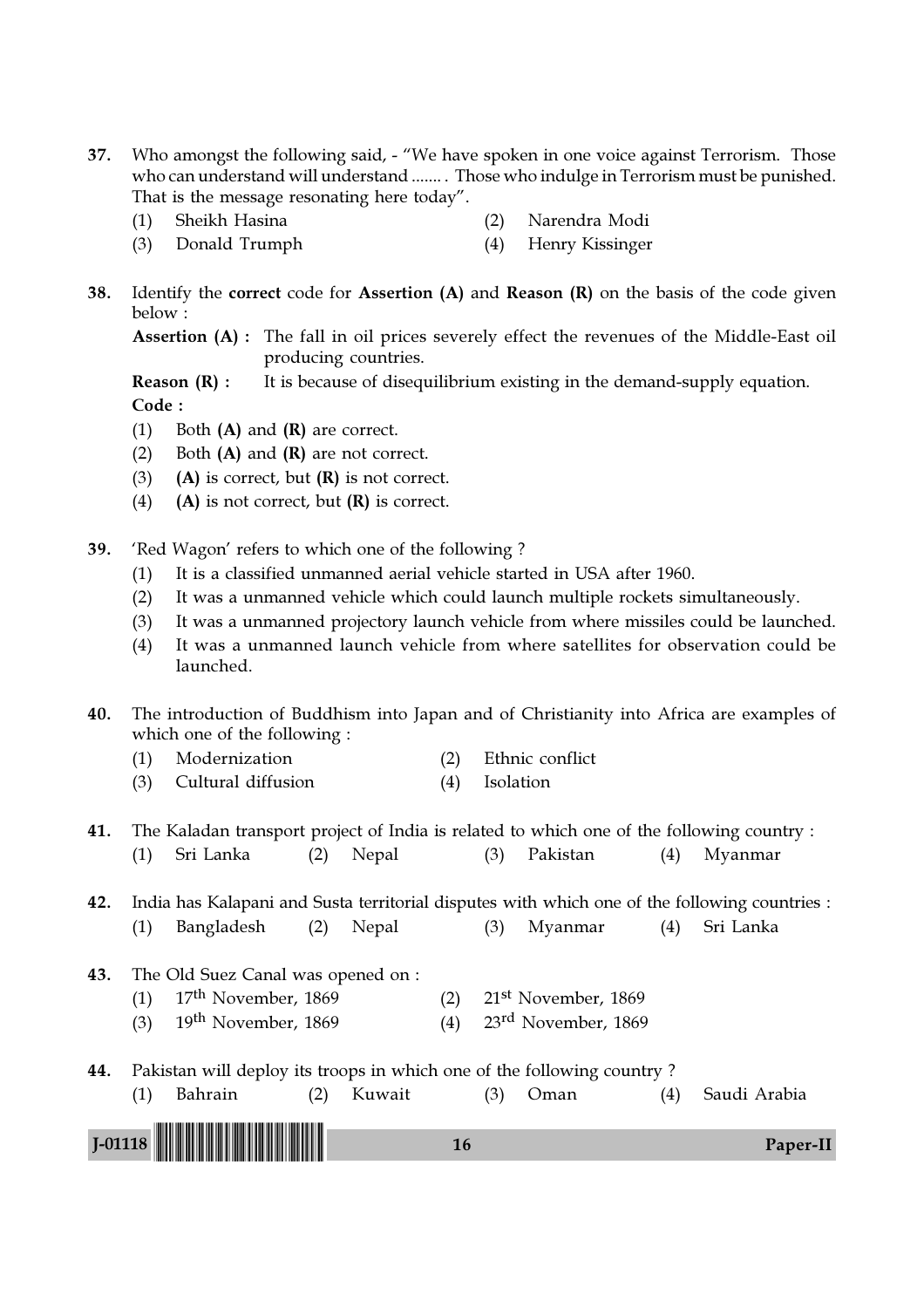37. Who amongst the following said, - "We have spoken in one voice against Terrorism. Those who can understand will understand ....... . Those who indulge in Terrorism must be punished. That is the message resonating here today".

(1) Sheikh Hasina
(2) Narendra Modi
(3) Donald Trumph
(4) Henry Kissinger

38. Identify the **correct** code for **Assertion (A)** and **Reason (R)** on the basis of the code given below :

**Assertion (A) :** The fall in oil prices severely effect the revenues of the Middle-East oil producing countries.

**Reason (R) :** It is because of disequilibrium existing in the demand-supply equation.

**Code :**

(1) Both **(A)** and **(R)** are correct.
(2) Both **(A)** and **(R)** are not correct.
(3) **(A)** is correct, but **(R)** is not correct.
(4) **(A)** is not correct, but **(R)** is correct.

39. 'Red Wagon' refers to which one of the following ?

(1) It is a classified unmanned aerial vehicle started in USA after 1960.
(2) It was a unmanned vehicle which could launch multiple rockets simultaneously.
(3) It was a unmanned projectory launch vehicle from where missiles could be launched.
(4) It was a unmanned launch vehicle from where satellites for observation could be launched.

40. The introduction of Buddhism into Japan and of Christianity into Africa are examples of which one of the following :

(1) Modernization
(2) Ethnic conflict
(3) Cultural diffusion
(4) Isolation

41. The Kaladan transport project of India is related to which one of the following country :

(1) Sri Lanka
(2) Nepal
(3) Pakistan
(4) Myanmar

42. India has Kalapani and Susta territorial disputes with which one of the following countries :

(1) Bangladesh
(2) Nepal
(3) Myanmar
(4) Sri Lanka

43. The Old Suez Canal was opened on :

(1) 17th November, 1869
(2) 21st November, 1869
(3) 19th November, 1869
(4) 23rd November, 1869

44. Pakistan will deploy its troops in which one of the following country ?

(1) Bahrain
(2) Kuwait
(3) Oman
(4) Saudi Arabia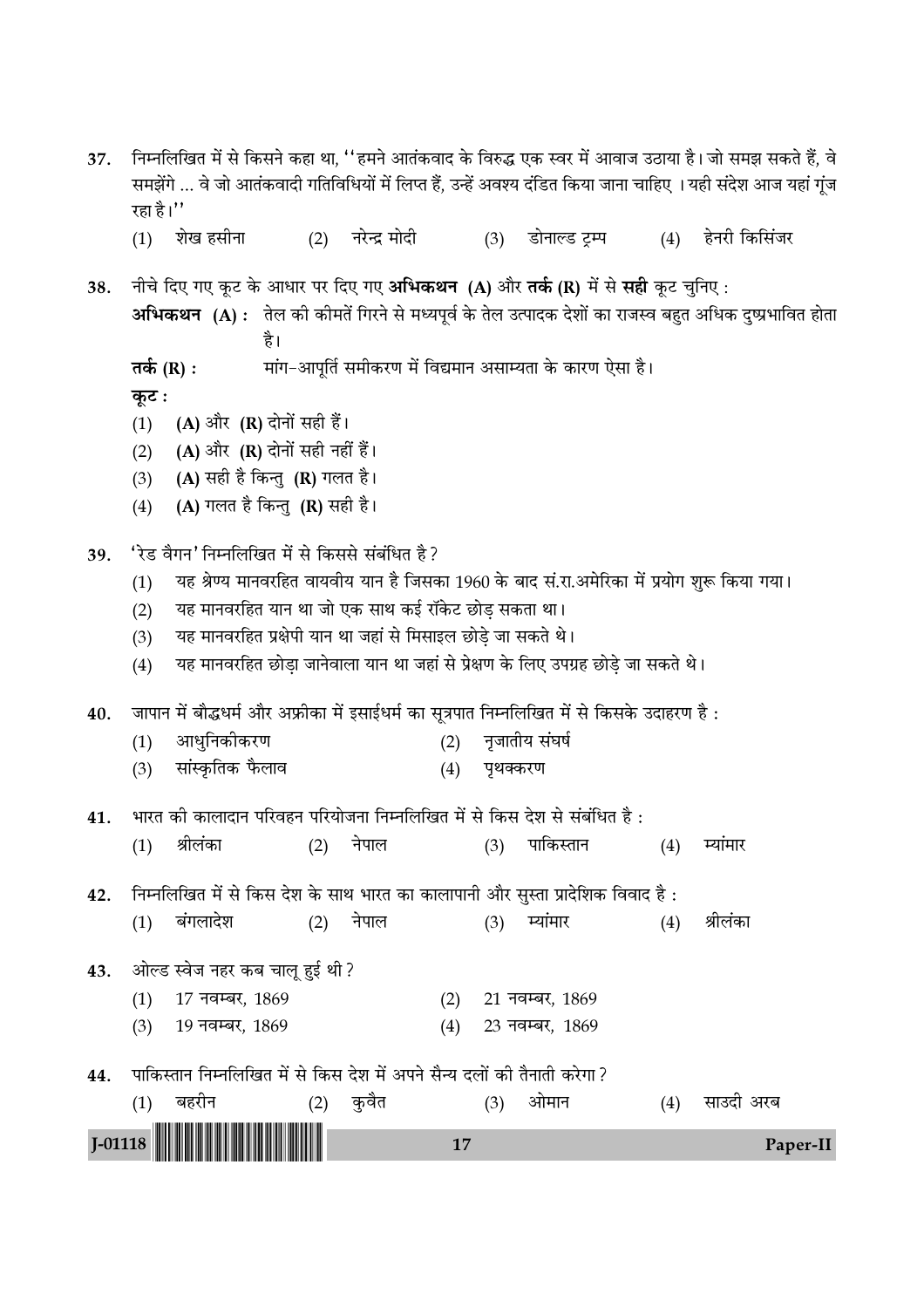37. निम्नलिखित में से किसने कहा था, ''हमने आतंकवाद के विरुद्ध एक स्वर में आवाज उठाया है। जो समझ सकते हैं, वे समझेंगे ... वे जो आतंकवादी गतिविधियों में लिप्त हैं, उन्हें अवश्य दंडित किया जाना चाहिए । यही संदेश आज यहां गूंज रहा है।''

(1) शेख हसीना (2) नरेन्द्र मोदी (3) डोनाल्ड ट्रम्प (4) हेनरी किसिंजर

38. नीचे दिए गए कूट के आधार पर दिए गए **अभिकथन (A)** और **तर्क (R)** में से **सही** कूट चुनिए :

**अभिकथन (A) :** तेल की कीमतें गिरने से मध्यपूर्व के तेल उत्पादक देशों का राजस्व बहुत अधिक दुष्प्रभावित होता है।

**तर्क (R) :** मांग-आपूर्ति समीकरण में विद्यमान असाम्यता के कारण ऐसा है।

**कूट :**

(1) **(A)** और **(R)** दोनों सही हैं।

(2) **(A)** और **(R)** दोनों सही नहीं हैं।

(3) **(A)** सही है किन्तु **(R)** गलत है।

(4) **(A)** गलत है किन्तु **(R)** सही है।

39. 'रेड वैगन' निम्नलिखित में से किससे संबंधित है?

(1) यह श्रेण्य मानवरहित वायवीय यान है जिसका 1960 के बाद सं.रा.अमेरिका में प्रयोग शुरू किया गया।

(2) यह मानवरहित यान था जो एक साथ कई रॉकेट छोड़ सकता था।

(3) यह मानवरहित प्रक्षेपी यान था जहां से मिसाइल छोड़े जा सकते थे।

(4) यह मानवरहित छोड़ा जानेवाला यान था जहां से प्रेक्षण के लिए उपग्रह छोड़े जा सकते थे।

40. जापान में बौद्धधर्म और अफ्रीका में इसाईधर्म का सूत्रपात निम्नलिखित में से किसके उदाहरण है :

(1) आधुनिकीकरण (2) नृजातीय संघर्ष

(3) सांस्कृतिक फैलाव (4) पृथक्करण

41. भारत की कालादान परिवहन परियोजना निम्नलिखित में से किस देश से संबंधित है :

(1) श्रीलंका (2) नेपाल (3) पाकिस्तान (4) म्यांमार

42. निम्नलिखित में से किस देश के साथ भारत का कालापानी और सुस्ता प्रादेशिक विवाद है :

(1) बंगलादेश (2) नेपाल (3) म्यांमार (4) श्रीलंका

43. ओल्ड स्वेज नहर कब चालू हुई थी?

(1) 17 नवम्बर, 1869 (2) 21 नवम्बर, 1869

(3) 19 नवम्बर, 1869 (4) 23 नवम्बर, 1869

44. पाकिस्तान निम्नलिखित में से किस देश में अपने सैन्य दलों की तैनाती करेगा?

(1) बहरीन (2) कुवैत (3) ओमान (4) साउदी अरब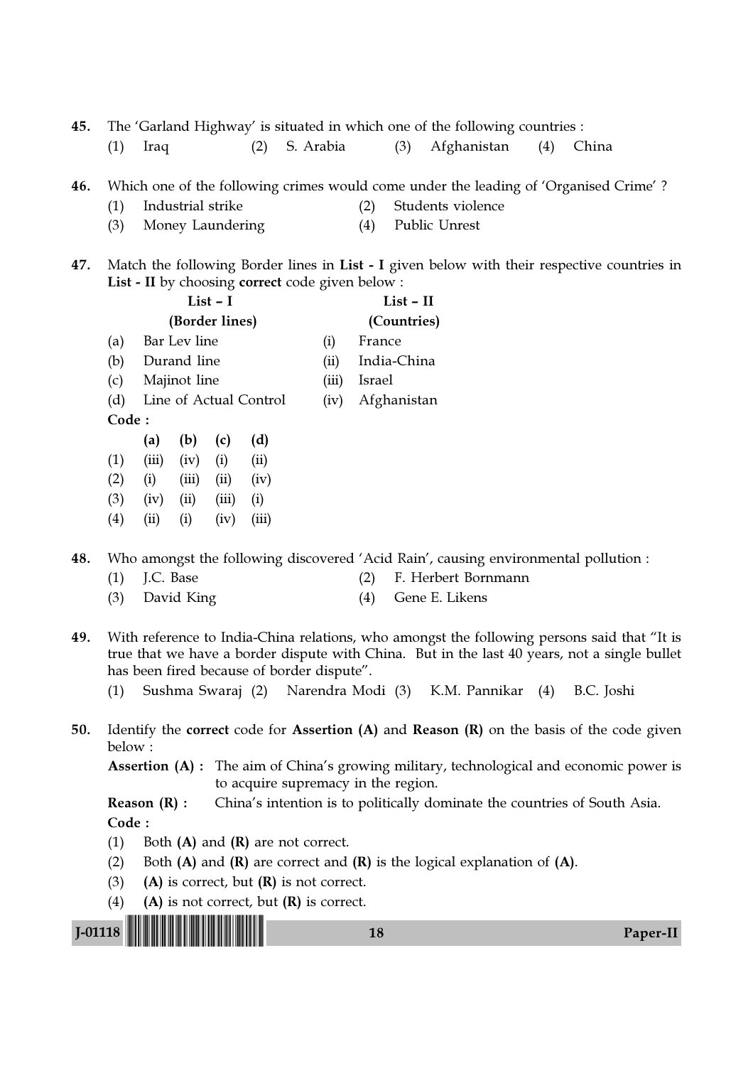45. The 'Garland Highway' is situated in which one of the following countries :

(1) Iraq (2) S. Arabia (3) Afghanistan (4) China

46. Which one of the following crimes would come under the leading of 'Organised Crime' ?

(1) Industrial strike (2) Students violence

(3) Money Laundering (4) Public Unrest

47. Match the following Border lines in **List - I** given below with their respective countries in **List - II** by choosing **correct** code given below :

| | **List – I (Border lines)** | | **List – II (Countries)** |
|---|---|---|---|
| (a) | Bar Lev line | (i) | France |
| (b) | Durand line | (ii) | India-China |
| (c) | Majinot line | (iii) | Israel |
| (d) | Line of Actual Control | (iv) | Afghanistan |

**Code :**

| | **(a)** | **(b)** | **(c)** | **(d)** |
|---|---|---|---|---|
| (1) | (iii) | (iv) | (i) | (ii) |
| (2) | (i) | (iii) | (ii) | (iv) |
| (3) | (iv) | (ii) | (iii) | (i) |
| (4) | (ii) | (i) | (iv) | (iii) |

48. Who amongst the following discovered 'Acid Rain', causing environmental pollution :

(1) J.C. Base (2) F. Herbert Bornmann

(3) David King (4) Gene E. Likens

49. With reference to India-China relations, who amongst the following persons said that "It is true that we have a border dispute with China. But in the last 40 years, not a single bullet has been fired because of border dispute".

(1) Sushma Swaraj (2) Narendra Modi (3) K.M. Pannikar (4) B.C. Joshi

50. Identify the **correct** code for **Assertion (A)** and **Reason (R)** on the basis of the code given below :

**Assertion (A) :** The aim of China's growing military, technological and economic power is to acquire supremacy in the region.

**Reason (R) :** China's intention is to politically dominate the countries of South Asia.

**Code :**

(1) Both **(A)** and **(R)** are not correct.

(2) Both **(A)** and **(R)** are correct and **(R)** is the logical explanation of **(A)**.

(3) **(A)** is correct, but **(R)** is not correct.

(4) **(A)** is not correct, but **(R)** is correct.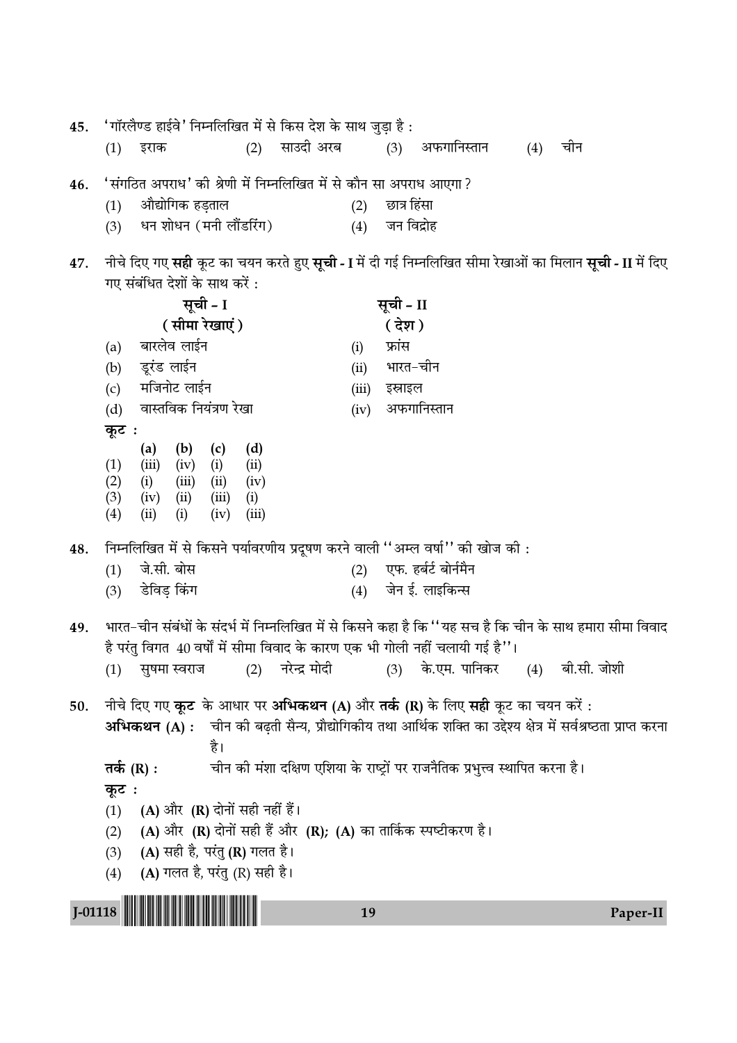45. 'गॉरलैण्ड हाईवे' निम्नलिखित में से किस देश के साथ जुड़ा है :

(1) इराक (2) साउदी अरब (3) अफगानिस्तान (4) चीन

46. 'संगठित अपराध' की श्रेणी में निम्नलिखित में से कौन सा अपराध आएगा ?

(1) औद्योगिक हड़ताल (2) छात्र हिंसा
(3) धन शोधन (मनी लौंडरिंग) (4) जन विद्रोह

47. नीचे दिए गए **सही** कूट का चयन करते हुए **सूची - I** में दी गई निम्नलिखित सीमा रेखाओं का मिलान **सूची - II** में दिए गए संबंधित देशों के साथ करें :

| | सूची - I (सीमा रेखाएं) | | सूची - II (देश) |
|---|---|---|---|
| (a) | बारलेव लाईन | (i) | फ्रांस |
| (b) | डूरंड लाईन | (ii) | भारत-चीन |
| (c) | मजिनोट लाईन | (iii) | इस्राइल |
| (d) | वास्तविक नियंत्रण रेखा | (iv) | अफगानिस्तान |

कूट :

| | (a) | (b) | (c) | (d) |
|---|---|---|---|---|
| (1) | (iii) | (iv) | (i) | (ii) |
| (2) | (i) | (iii) | (ii) | (iv) |
| (3) | (iv) | (ii) | (iii) | (i) |
| (4) | (ii) | (i) | (iv) | (iii) |

48. निम्नलिखित में से किसने पर्यावरणीय प्रदूषण करने वाली "अम्ल वर्षा" की खोज की :

(1) जे.सी. बोस (2) एफ. हर्बर्ट बोर्नमैन
(3) डेविड् किंग (4) जेन ई. लाइकिन्स

49. भारत-चीन संबंधों के संदर्भ में निम्नलिखित में से किसने कहा है कि "यह सच है कि चीन के साथ हमारा सीमा विवाद है परंतु विगत 40 वर्षों में सीमा विवाद के कारण एक भी गोली नहीं चलायी गई है"।

(1) सुषमा स्वराज (2) नरेन्द्र मोदी (3) के.एम. पानिकर (4) बी.सी. जोशी

50. नीचे दिए गए **कूट** के आधार पर **अभिकथन (A)** और **तर्क (R)** के लिए **सही** कूट का चयन करें :

**अभिकथन (A) :** चीन की बढ़ती सैन्य, प्रौद्योगिकीय तथा आर्थिक शक्ति का उद्देश्य क्षेत्र में सर्वश्रेष्ठता प्राप्त करना है।

**तर्क (R) :** चीन की मंशा दक्षिण एशिया के राष्ट्रों पर राजनैतिक प्रभुत्त्व स्थापित करना है।

**कूट :**

(1) **(A)** और **(R)** दोनों सही नहीं हैं।
(2) **(A)** और **(R)** दोनों सही हैं और **(R)**; **(A)** का तार्किक स्पष्टीकरण है।
(3) **(A)** सही है, परंतु **(R)** गलत है।
(4) **(A)** गलत है, परंतु (R) सही है।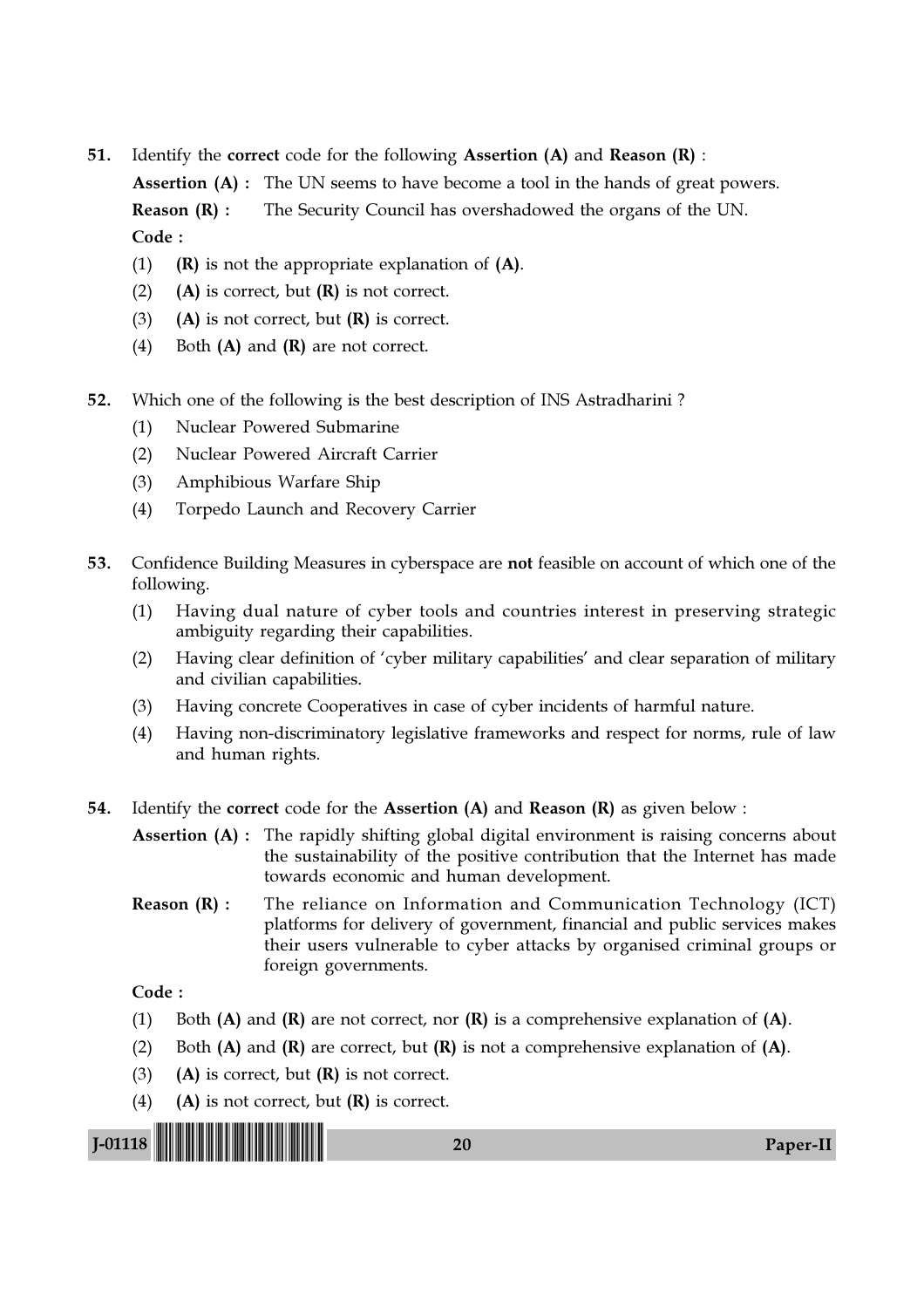51. Identify the **correct** code for the following **Assertion (A)** and **Reason (R)** :

    **Assertion (A) :** The UN seems to have become a tool in the hands of great powers.

    **Reason (R) :** The Security Council has overshadowed the organs of the UN.

    **Code :**

    (1) **(R)** is not the appropriate explanation of **(A)**.

    (2) **(A)** is correct, but **(R)** is not correct.

    (3) **(A)** is not correct, but **(R)** is correct.

    (4) Both **(A)** and **(R)** are not correct.

52. Which one of the following is the best description of INS Astradharini ?

    (1) Nuclear Powered Submarine

    (2) Nuclear Powered Aircraft Carrier

    (3) Amphibious Warfare Ship

    (4) Torpedo Launch and Recovery Carrier

53. Confidence Building Measures in cyberspace are **not** feasible on account of which one of the following.

    (1) Having dual nature of cyber tools and countries interest in preserving strategic ambiguity regarding their capabilities.

    (2) Having clear definition of 'cyber military capabilities' and clear separation of military and civilian capabilities.

    (3) Having concrete Cooperatives in case of cyber incidents of harmful nature.

    (4) Having non-discriminatory legislative frameworks and respect for norms, rule of law and human rights.

54. Identify the **correct** code for the **Assertion (A)** and **Reason (R)** as given below :

    **Assertion (A) :** The rapidly shifting global digital environment is raising concerns about the sustainability of the positive contribution that the Internet has made towards economic and human development.

    **Reason (R) :** The reliance on Information and Communication Technology (ICT) platforms for delivery of government, financial and public services makes their users vulnerable to cyber attacks by organised criminal groups or foreign governments.

    **Code :**

    (1) Both **(A)** and **(R)** are not correct, nor **(R)** is a comprehensive explanation of **(A)**.

    (2) Both **(A)** and **(R)** are correct, but **(R)** is not a comprehensive explanation of **(A)**.

    (3) **(A)** is correct, but **(R)** is not correct.

    (4) **(A)** is not correct, but **(R)** is correct.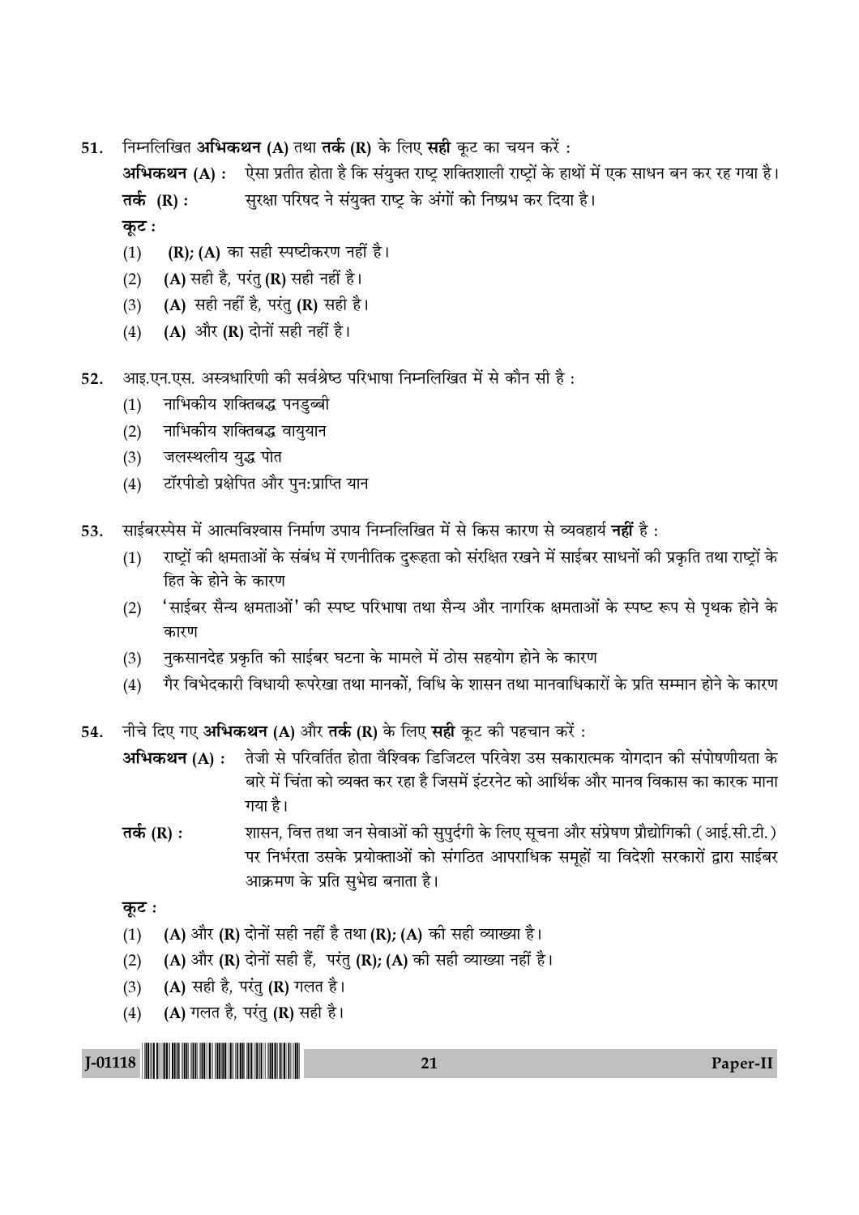51. निम्नलिखित **अभिकथन (A)** तथा **तर्क (R)** के लिए **सही** कूट का चयन करें :

**अभिकथन (A) :** ऐसा प्रतीत होता है कि संयुक्त राष्ट्र शक्तिशाली राष्ट्रों के हाथों में एक साधन बन कर रह गया है।

**तर्क (R) :** सुरक्षा परिषद ने संयुक्त राष्ट्र के अंगों को निष्प्रभ कर दिया है।

**कूट :**

(1) **(R); (A)** का सही स्पष्टीकरण नहीं है।

(2) **(A)** सही है, परंतु **(R)** सही नहीं है।

(3) **(A)** सही नहीं है, परंतु **(R)** सही है।

(4) **(A)** और **(R)** दोनों सही नहीं है।

52. आइ.एन.एस. अस्त्रधारिणी की सर्वश्रेष्ठ परिभाषा निम्नलिखित में से कौन सी है :

(1) नाभिकीय शक्तिबद्ध पनडुब्बी

(2) नाभिकीय शक्तिबद्ध वायुयान

(3) जलस्थलीय युद्ध पोत

(4) टॉरपीडो प्रक्षेपित और पुन:प्राप्ति यान

53. साईबरस्पेस में आत्मविश्वास निर्माण उपाय निम्नलिखित में से किस कारण से व्यवहार्य **नहीं** है :

(1) राष्ट्रों की क्षमताओं के संबंध में रणनीतिक दुरूहता को संरक्षित रखने में साईबर साधनों की प्रकृति तथा राष्ट्रों के हित के होने के कारण

(2) 'साईबर सैन्य क्षमताओं' की स्पष्ट परिभाषा तथा सैन्य और नागरिक क्षमताओं के स्पष्ट रूप से पृथक होने के कारण

(3) नुकसानदेह प्रकृति की साईबर घटना के मामले में ठोस सहयोग होने के कारण

(4) गैर विभेदकारी विधायी रूपरेखा तथा मानकों, विधि के शासन तथा मानवाधिकारों के प्रति सम्मान होने के कारण

54. नीचे दिए गए **अभिकथन (A)** और **तर्क (R)** के लिए **सही** कूट की पहचान करें :

**अभिकथन (A) :** तेजी से परिवर्तित होता वैश्विक डिजिटल परिवेश उस सकारात्मक योगदान की संपोषणीयता के बारे में चिंता को व्यक्त कर रहा है जिसमें इंटरनेट को आर्थिक और मानव विकास का कारक माना गया है।

**तर्क (R) :** शासन, वित्त तथा जन सेवाओं की सुपुर्दगी के लिए सूचना और संप्रेषण प्रौद्योगिकी (आई.सी.टी.) पर निर्भरता उसके प्रयोक्ताओं को संगठित आपराधिक समूहों या विदेशी सरकारों द्वारा साईबर आक्रमण के प्रति सुभेद्य बनाता है।

**कूट :**

(1) **(A)** और **(R)** दोनों सही नहीं है तथा **(R); (A)** की सही व्याख्या है।

(2) **(A)** और **(R)** दोनों सही हैं, परंतु **(R); (A)** की सही व्याख्या नहीं है।

(3) **(A)** सही है, परंतु **(R)** गलत है।

(4) **(A)** गलत है, परंतु **(R)** सही है।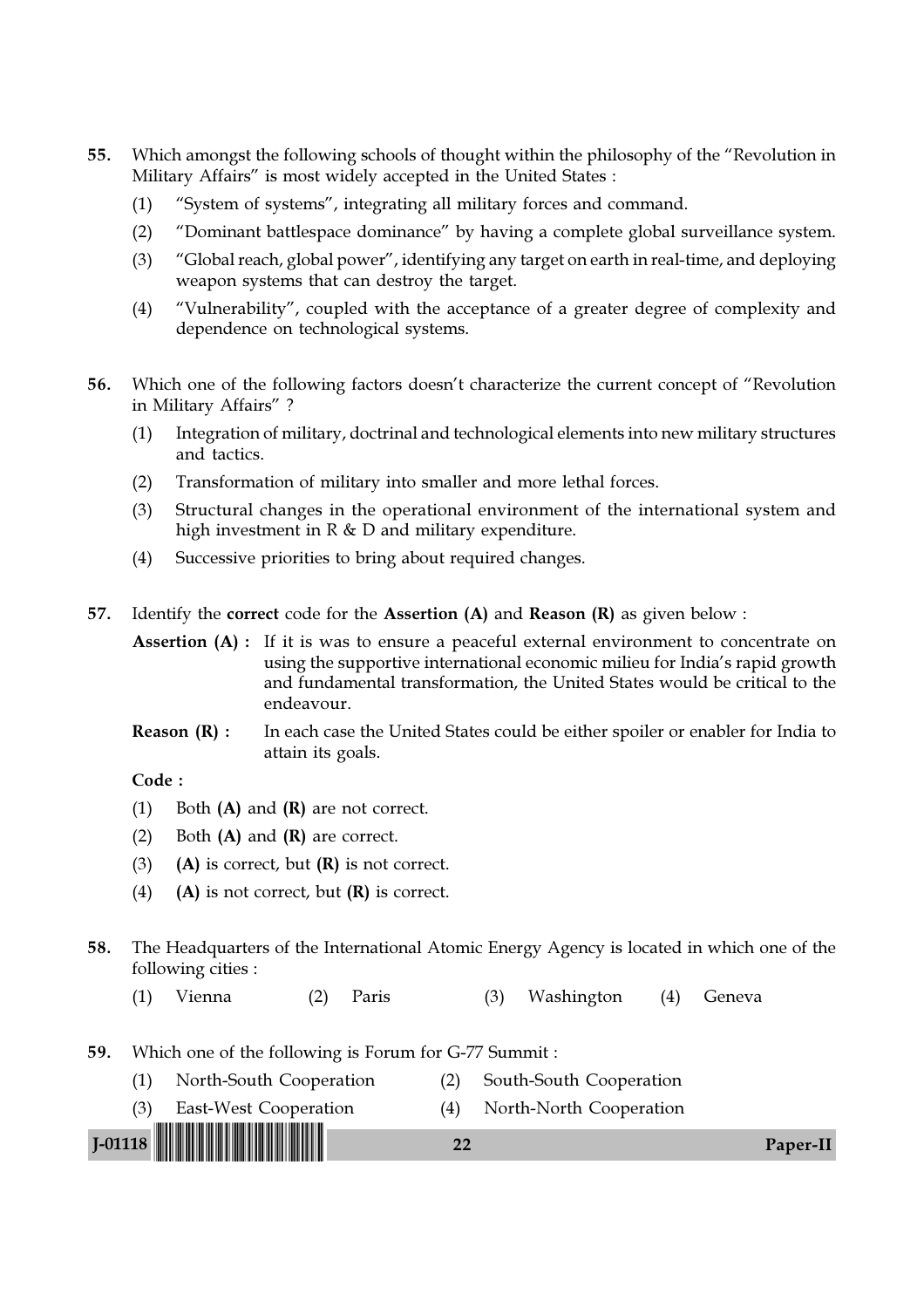55. Which amongst the following schools of thought within the philosophy of the "Revolution in Military Affairs" is most widely accepted in the United States :

    (1) "System of systems", integrating all military forces and command.

    (2) "Dominant battlespace dominance" by having a complete global surveillance system.

    (3) "Global reach, global power", identifying any target on earth in real-time, and deploying weapon systems that can destroy the target.

    (4) "Vulnerability", coupled with the acceptance of a greater degree of complexity and dependence on technological systems.

56. Which one of the following factors doesn't characterize the current concept of "Revolution in Military Affairs" ?

    (1) Integration of military, doctrinal and technological elements into new military structures and tactics.

    (2) Transformation of military into smaller and more lethal forces.

    (3) Structural changes in the operational environment of the international system and high investment in R & D and military expenditure.

    (4) Successive priorities to bring about required changes.

57. Identify the **correct** code for the **Assertion (A)** and **Reason (R)** as given below :

    **Assertion (A) :** If it is was to ensure a peaceful external environment to concentrate on using the supportive international economic milieu for India's rapid growth and fundamental transformation, the United States would be critical to the endeavour.

    **Reason (R) :** In each case the United States could be either spoiler or enabler for India to attain its goals.

    **Code :**

    (1) Both **(A)** and **(R)** are not correct.

    (2) Both **(A)** and **(R)** are correct.

    (3) **(A)** is correct, but **(R)** is not correct.

    (4) **(A)** is not correct, but **(R)** is correct.

58. The Headquarters of the International Atomic Energy Agency is located in which one of the following cities :

    (1) Vienna (2) Paris (3) Washington (4) Geneva

59. Which one of the following is Forum for G-77 Summit :

    (1) North-South Cooperation (2) South-South Cooperation

    (3) East-West Cooperation (4) North-North Cooperation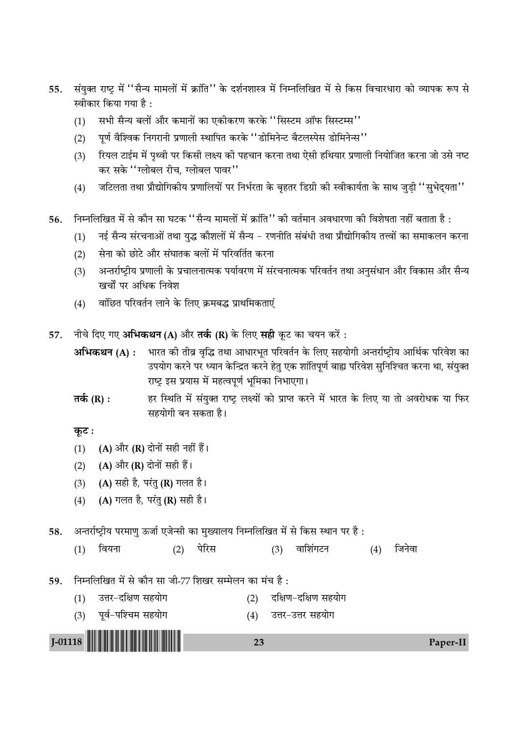55. संयुक्त राष्ट्र में ''सैन्य मामलों में क्रांति'' के दर्शनशास्त्र में निम्नलिखित में से किस विचारधारा को व्यापक रूप से स्वीकार किया गया है :

    (1) सभी सैन्य बलों और कमानों का एकीकरण करके ''सिस्टम ऑफ सिस्टम्स''
    (2) पूर्ण वैश्विक निगरानी प्रणाली स्थापित करके ''डोमिनेन्ट बैटलस्पेस डोमिनेन्स''
    (3) रियल टाईम में पृथ्वी पर किसी लक्ष्य की पहचान करना तथा ऐसी हथियार प्रणाली नियोजित करना जो उसे नष्ट कर सके ''ग्लोबल रीच, ग्लोबल पावर''
    (4) जटिलता तथा प्रौद्योगिकीय प्रणालियों पर निर्भरता के बृहतर डिग्री की स्वीकार्यता के साथ जुड़ी ''सुभेद्यता''

56. निम्नलिखित में से कौन सा घटक ''सैन्य मामलों में क्रांति'' की वर्तमान अवधारणा की विशेषता नहीं बताता है :

    (1) नई सैन्य संरचनाओं तथा युद्ध कौशलों में सैन्य - रणनीति संबंधी तथा प्रौद्योगिकीय तत्त्वों का समाकलन करना
    (2) सेना को छोटे और संघातक बलों में परिवर्तित करना
    (3) अन्तर्राष्ट्रीय प्रणाली के प्रचालनात्मक पर्यावरण में संरचनात्मक परिवर्तन तथा अनुसंधान और विकास और सैन्य खर्चों पर अधिक निवेश
    (4) वांछित परिवर्तन लाने के लिए क्रमबद्ध प्राथमिकताएं

57. नीचे दिए गए **अभिकथन (A)** और **तर्क (R)** के लिए **सही** कूट का चयन करें :

    **अभिकथन (A) :** भारत की तीव्र वृद्धि तथा आधारभूत परिवर्तन के लिए सहयोगी अन्तर्राष्ट्रीय आर्थिक परिवेश का उपयोग करने पर ध्यान केन्द्रित करने हेतु एक शांतिपूर्ण बाह्य परिवेश सुनिश्चित करना था, संयुक्त राष्ट्र इस प्रयास में महत्वपूर्ण भूमिका निभाएगा।

    **तर्क (R) :** हर स्थिति में संयुक्त राष्ट्र लक्ष्यों को प्राप्त करने में भारत के लिए या तो अवरोधक या फिर सहयोगी बन सकता है।

    **कूट :**

    (1) **(A)** और **(R)** दोनों सही नहीं हैं।
    (2) **(A)** और **(R)** दोनों सही हैं।
    (3) **(A)** सही है, परंतु **(R)** गलत है।
    (4) **(A)** गलत है, परंतु **(R)** सही है।

58. अन्तर्राष्ट्रीय परमाणु ऊर्जा एजेन्सी का मुख्यालय निम्नलिखित में से किस स्थान पर है :

    (1) वियना (2) पेरिस (3) वाशिंगटन (4) जिनेवा

59. निम्नलिखित में से कौन सा जी-77 शिखर सम्मेलन का मंच है :

    (1) उत्तर-दक्षिण सहयोग (2) दक्षिण-दक्षिण सहयोग
    (3) पूर्व-पश्चिम सहयोग (4) उत्तर-उत्तर सहयोग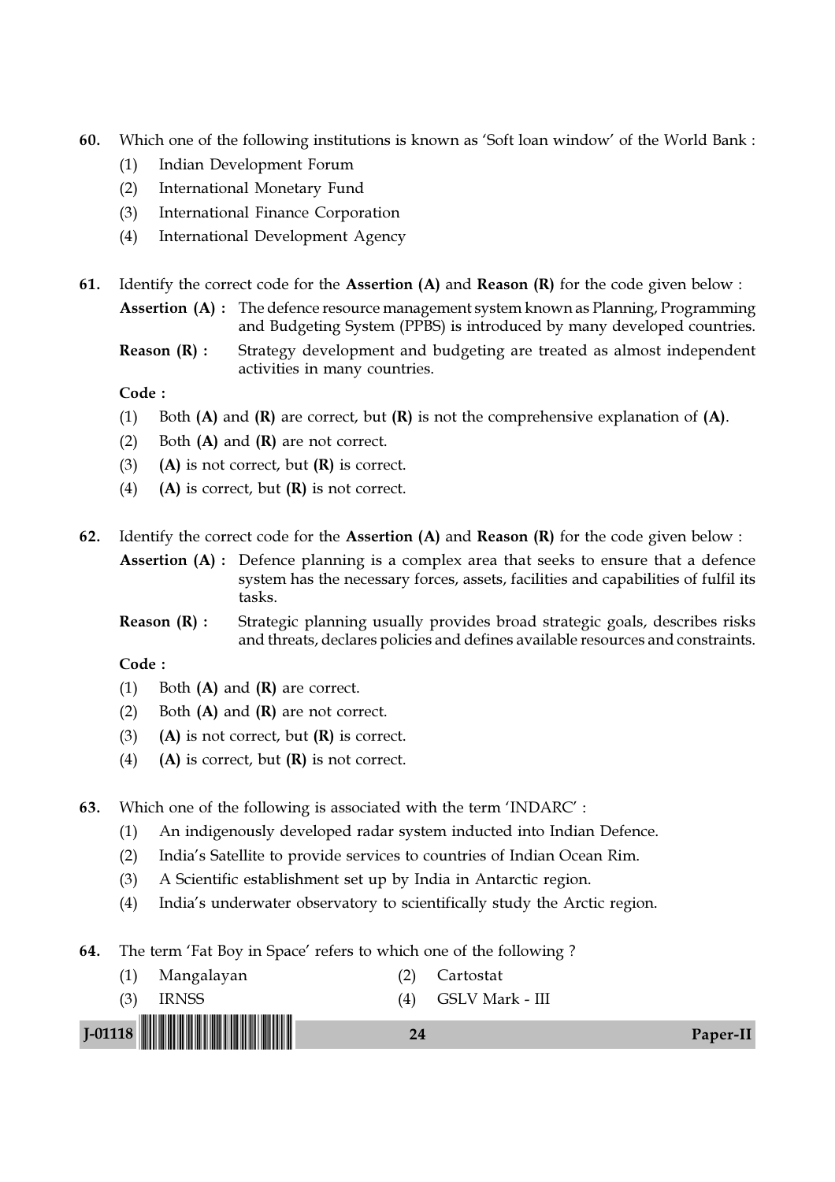60. Which one of the following institutions is known as 'Soft loan window' of the World Bank :

    (1) Indian Development Forum
    (2) International Monetary Fund
    (3) International Finance Corporation
    (4) International Development Agency

61. Identify the correct code for the **Assertion (A)** and **Reason (R)** for the code given below :

    **Assertion (A) :** The defence resource management system known as Planning, Programming and Budgeting System (PPBS) is introduced by many developed countries.

    **Reason (R) :** Strategy development and budgeting are treated as almost independent activities in many countries.

    **Code :**

    (1) Both **(A)** and **(R)** are correct, but **(R)** is not the comprehensive explanation of **(A)**.
    (2) Both **(A)** and **(R)** are not correct.
    (3) **(A)** is not correct, but **(R)** is correct.
    (4) **(A)** is correct, but **(R)** is not correct.

62. Identify the correct code for the **Assertion (A)** and **Reason (R)** for the code given below :

    **Assertion (A) :** Defence planning is a complex area that seeks to ensure that a defence system has the necessary forces, assets, facilities and capabilities of fulfil its tasks.

    **Reason (R) :** Strategic planning usually provides broad strategic goals, describes risks and threats, declares policies and defines available resources and constraints.

    **Code :**

    (1) Both **(A)** and **(R)** are correct.
    (2) Both **(A)** and **(R)** are not correct.
    (3) **(A)** is not correct, but **(R)** is correct.
    (4) **(A)** is correct, but **(R)** is not correct.

63. Which one of the following is associated with the term 'INDARC' :

    (1) An indigenously developed radar system inducted into Indian Defence.
    (2) India's Satellite to provide services to countries of Indian Ocean Rim.
    (3) A Scientific establishment set up by India in Antarctic region.
    (4) India's underwater observatory to scientifically study the Arctic region.

64. The term 'Fat Boy in Space' refers to which one of the following ?

    (1) Mangalayan
    (2) Cartostat
    (3) IRNSS
    (4) GSLV Mark - III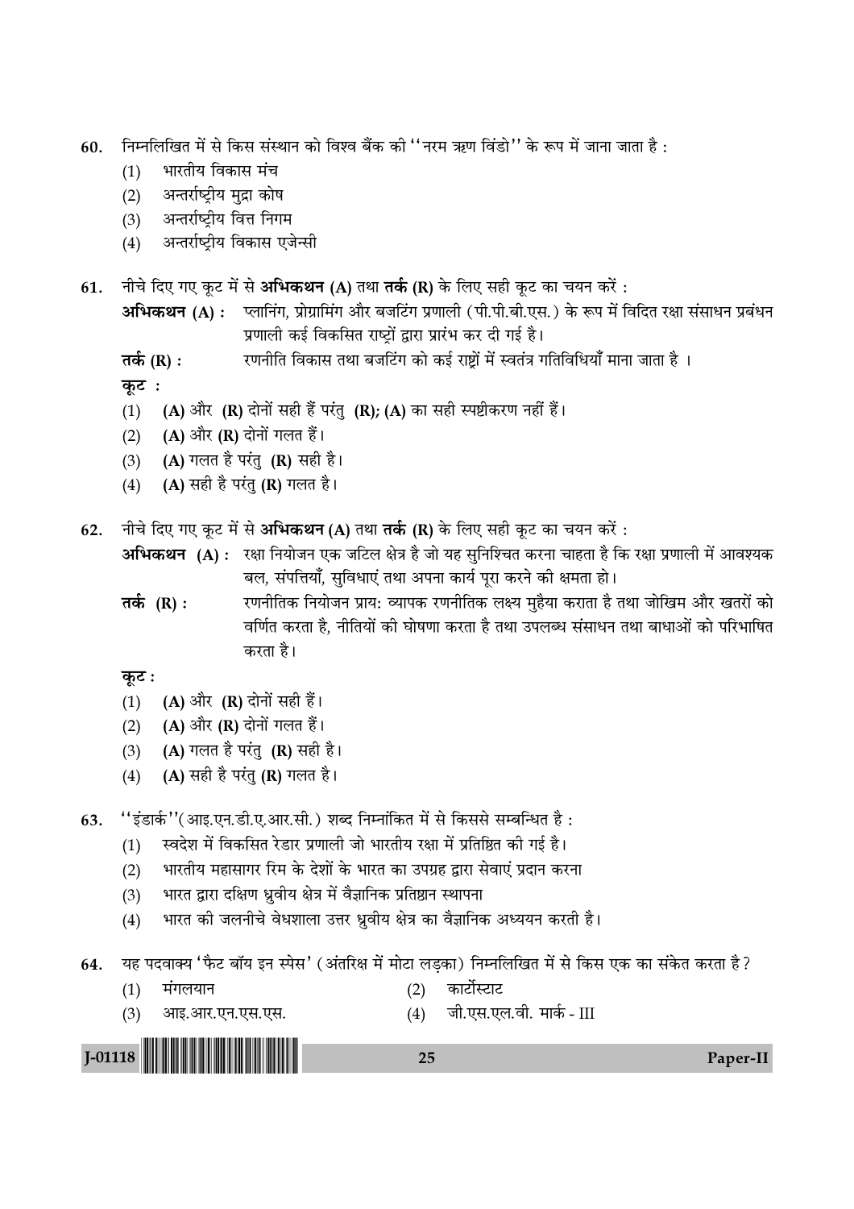60. निम्नलिखित में से किस संस्थान को विश्व बैंक की ''नरम ऋण विंडो'' के रूप में जाना जाता है :
   (1) भारतीय विकास मंच
   (2) अन्तर्राष्ट्रीय मुद्रा कोष
   (3) अन्तर्राष्ट्रीय वित्त निगम
   (4) अन्तर्राष्ट्रीय विकास एजेन्सी

61. नीचे दिए गए कूट में से **अभिकथन (A)** तथा **तर्क (R)** के लिए सही कूट का चयन करें :

   **अभिकथन (A) :** प्लानिंग, प्रोग्रामिंग और बजटिंग प्रणाली (पी.पी.बी.एस.) के रूप में विदित रक्षा संसाधन प्रबंधन प्रणाली कई विकसित राष्ट्रों द्वारा प्रारंभ कर दी गई है।

   **तर्क (R) :** रणनीति विकास तथा बजटिंग को कई राष्ट्रों में स्वतंत्र गतिविधियाँ माना जाता है ।

   **कूट :**
   (1) **(A)** और **(R)** दोनों सही हैं परंतु **(R); (A)** का सही स्पष्टीकरण नहीं हैं।
   (2) **(A)** और **(R)** दोनों गलत हैं।
   (3) **(A)** गलत है परंतु **(R)** सही है।
   (4) **(A)** सही है परंतु **(R)** गलत है।

62. नीचे दिए गए कूट में से **अभिकथन (A)** तथा **तर्क (R)** के लिए सही कूट का चयन करें :

   **अभिकथन (A) :** रक्षा नियोजन एक जटिल क्षेत्र है जो यह सुनिश्चित करना चाहता है कि रक्षा प्रणाली में आवश्यक बल, संपत्तियाँ, सुविधाएं तथा अपना कार्य पूरा करने की क्षमता हो।

   **तर्क (R) :** रणनीतिक नियोजन प्राय: व्यापक रणनीतिक लक्ष्य मुहैया कराता है तथा जोखिम और खतरों को वर्णित करता है, नीतियों की घोषणा करता है तथा उपलब्ध संसाधन तथा बाधाओं को परिभाषित करता है।

   **कूट :**
   (1) **(A)** और **(R)** दोनों सही हैं।
   (2) **(A)** और **(R)** दोनों गलत हैं।
   (3) **(A)** गलत है परंतु **(R)** सही है।
   (4) **(A)** सही है परंतु **(R)** गलत है।

63. ''इंडार्क''(आइ.एन.डी.ए.आर.सी.) शब्द निम्नांकित में से किससे सम्बन्धित है :
   (1) स्वदेश में विकसित रेडार प्रणाली जो भारतीय रक्षा में प्रतिष्ठित की गई है।
   (2) भारतीय महासागर रिम के देशों के भारत का उपग्रह द्वारा सेवाएं प्रदान करना
   (3) भारत द्वारा दक्षिण ध्रुवीय क्षेत्र में वैज्ञानिक प्रतिष्ठान स्थापना
   (4) भारत की जलनीचे वेधशाला उत्तर ध्रुवीय क्षेत्र का वैज्ञानिक अध्ययन करती है।

64. यह पदवाक्य 'फैट बॉय इन स्पेस' (अंतरिक्ष में मोटा लड़का) निम्नलिखित में से किस एक का संकेत करता है?
   (1) मंगलयान
   (2) कार्टोस्टाट
   (3) आइ.आर.एन.एस.एस.
   (4) जी.एस.एल.वी. मार्क - III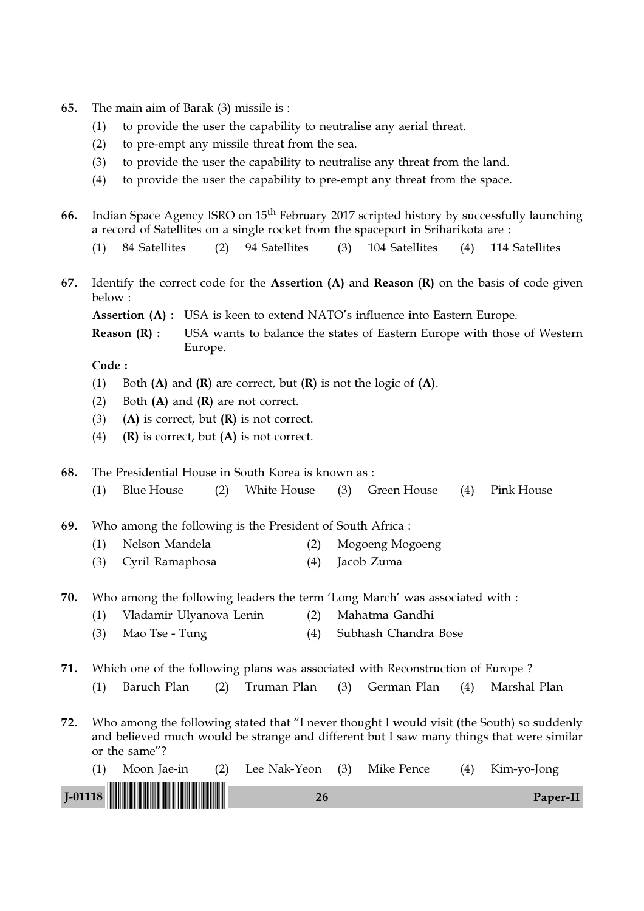65. The main aim of Barak (3) missile is :
    (1) to provide the user the capability to neutralise any aerial threat.
    (2) to pre-empt any missile threat from the sea.
    (3) to provide the user the capability to neutralise any threat from the land.
    (4) to provide the user the capability to pre-empt any threat from the space.

66. Indian Space Agency ISRO on 15$^{th}$ February 2017 scripted history by successfully launching a record of Satellites on a single rocket from the spaceport in Sriharikota are :
    (1) 84 Satellites (2) 94 Satellites (3) 104 Satellites (4) 114 Satellites

67. Identify the correct code for the **Assertion (A)** and **Reason (R)** on the basis of code given below :

    **Assertion (A) :** USA is keen to extend NATO's influence into Eastern Europe.

    **Reason (R) :** USA wants to balance the states of Eastern Europe with those of Western Europe.

    **Code :**
    (1) Both **(A)** and **(R)** are correct, but **(R)** is not the logic of **(A)**.
    (2) Both **(A)** and **(R)** are not correct.
    (3) **(A)** is correct, but **(R)** is not correct.
    (4) **(R)** is correct, but **(A)** is not correct.

68. The Presidential House in South Korea is known as :
    (1) Blue House (2) White House (3) Green House (4) Pink House

69. Who among the following is the President of South Africa :
    (1) Nelson Mandela (2) Mogoeng Mogoeng
    (3) Cyril Ramaphosa (4) Jacob Zuma

70. Who among the following leaders the term 'Long March' was associated with :
    (1) Vladamir Ulyanova Lenin (2) Mahatma Gandhi
    (3) Mao Tse - Tung (4) Subhash Chandra Bose

71. Which one of the following plans was associated with Reconstruction of Europe ?
    (1) Baruch Plan (2) Truman Plan (3) German Plan (4) Marshal Plan

72. Who among the following stated that "I never thought I would visit (the South) so suddenly and believed much would be strange and different but I saw many things that were similar or the same"?
    (1) Moon Jae-in (2) Lee Nak-Yeon (3) Mike Pence (4) Kim-yo-Jong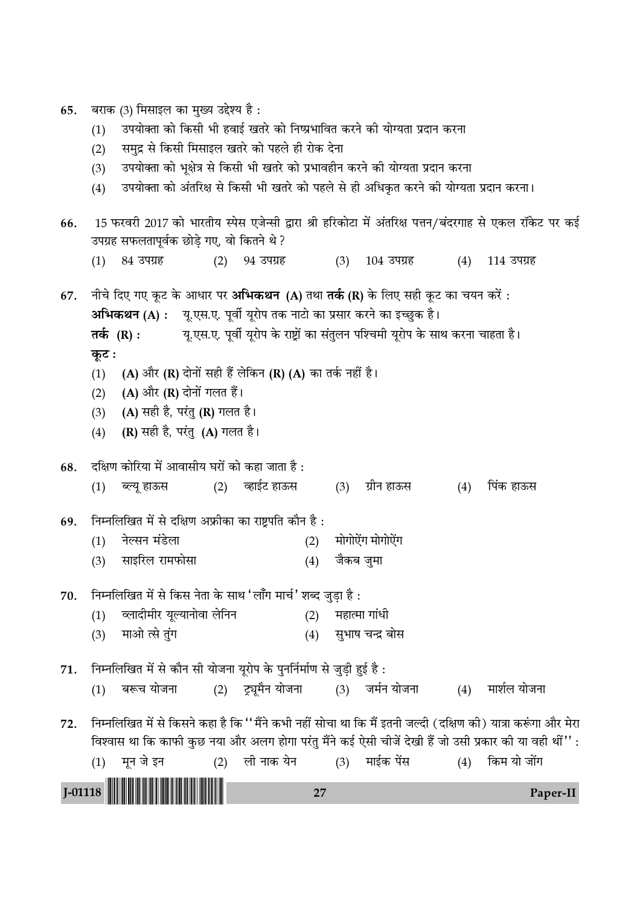65. बराक (3) मिसाइल का मुख्य उद्देश्य है :
   (1) उपयोक्ता को किसी भी हवाई खतरे को निष्प्रभावित करने की योग्यता प्रदान करना
   (2) समुद्र से किसी मिसाइल खतरे को पहले ही रोक देना
   (3) उपयोक्ता को भूक्षेत्र से किसी भी खतरे को प्रभावहीन करने की योग्यता प्रदान करना
   (4) उपयोक्ता को अंतरिक्ष से किसी भी खतरे को पहले से ही अधिकृत करने की योग्यता प्रदान करना।

66. 15 फरवरी 2017 को भारतीय स्पेस एजेन्सी द्वारा श्री हरिकोटा में अंतरिक्ष पत्तन/बंदरगाह से एकल रॉकेट पर कई उपग्रह सफलतापूर्वक छोड़े गए, वो कितने थे ?
   (1) 84 उपग्रह (2) 94 उपग्रह (3) 104 उपग्रह (4) 114 उपग्रह

67. नीचे दिए गए कूट के आधार पर **अभिकथन (A)** तथा **तर्क (R)** के लिए सही कूट का चयन करें :
   **अभिकथन (A) :** यू.एस.ए. पूर्वी यूरोप तक नाटो का प्रसार करने का इच्छुक है।
   **तर्क (R) :** यू.एस.ए. पूर्वी यूरोप के राष्ट्रों का संतुलन पश्चिमी यूरोप के साथ करना चाहता है।
   **कूट :**
   (1) **(A)** और **(R)** दोनों सही हैं लेकिन **(R) (A)** का तर्क नहीं है।
   (2) **(A)** और **(R)** दोनों गलत हैं।
   (3) **(A)** सही है, परंतु **(R)** गलत है।
   (4) **(R)** सही है, परंतु **(A)** गलत है।

68. दक्षिण कोरिया में आवासीय घरों को कहा जाता है :
   (1) ब्ल्यू हाऊस (2) व्हाईट हाऊस (3) ग्रीन हाऊस (4) पिंक हाऊस

69. निम्नलिखित में से दक्षिण अफ्रीका का राष्ट्रपति कौन है :
   (1) नेल्सन मंडेला (2) मोगोऐंग मोगोऐंग
   (3) साइरिल रामफोसा (4) जैकब जुमा

70. निम्नलिखित में से किस नेता के साथ 'लाँग मार्च' शब्द जुड़ा है :
   (1) व्लादीमीर यूल्यानोवा लेनिन (2) महात्मा गांधी
   (3) माओ त्से तुंग (4) सुभाष चन्द्र बोस

71. निम्नलिखित में से कौन सी योजना यूरोप के पुनर्निर्माण से जुड़ी हुई है :
   (1) बरूच योजना (2) ट्रयूमैन योजना (3) जर्मन योजना (4) मार्शल योजना

72. निम्नलिखित में से किसने कहा है कि ''मैंने कभी नहीं सोचा था कि मैं इतनी जल्दी (दक्षिण की) यात्रा करूंगा और मेरा विश्वास था कि काफी कुछ नया और अलग होगा परंतु मैंने कई ऐसी चीजें देखी हैं जो उसी प्रकार की या वही थीं'' :
   (1) मून जे इन (2) ली नाक येन (3) माईक पेंस (4) किम यो जोंग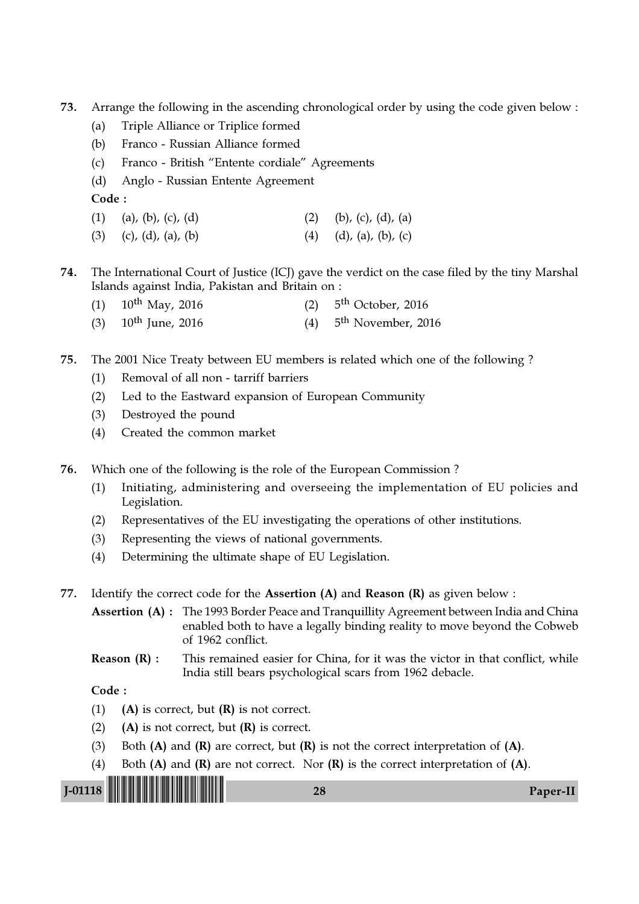73. Arrange the following in the ascending chronological order by using the code given below :

(a) Triple Alliance or Triplice formed

(b) Franco - Russian Alliance formed

(c) Franco - British "Entente cordiale" Agreements

(d) Anglo - Russian Entente Agreement

**Code :**

(1) (a), (b), (c), (d)
(2) (b), (c), (d), (a)
(3) (c), (d), (a), (b)
(4) (d), (a), (b), (c)

74. The International Court of Justice (ICJ) gave the verdict on the case filed by the tiny Marshal Islands against India, Pakistan and Britain on :

(1) 10th May, 2016
(2) 5th October, 2016
(3) 10th June, 2016
(4) 5th November, 2016

75. The 2001 Nice Treaty between EU members is related which one of the following ?

(1) Removal of all non - tarriff barriers
(2) Led to the Eastward expansion of European Community
(3) Destroyed the pound
(4) Created the common market

76. Which one of the following is the role of the European Commission ?

(1) Initiating, administering and overseeing the implementation of EU policies and Legislation.
(2) Representatives of the EU investigating the operations of other institutions.
(3) Representing the views of national governments.
(4) Determining the ultimate shape of EU Legislation.

77. Identify the correct code for the **Assertion (A)** and **Reason (R)** as given below :

**Assertion (A) :** The 1993 Border Peace and Tranquillity Agreement between India and China enabled both to have a legally binding reality to move beyond the Cobweb of 1962 conflict.

**Reason (R) :** This remained easier for China, for it was the victor in that conflict, while India still bears psychological scars from 1962 debacle.

**Code :**

(1) **(A)** is correct, but **(R)** is not correct.
(2) **(A)** is not correct, but **(R)** is correct.
(3) Both **(A)** and **(R)** are correct, but **(R)** is not the correct interpretation of **(A)**.
(4) Both **(A)** and **(R)** are not correct. Nor **(R)** is the correct interpretation of **(A)**.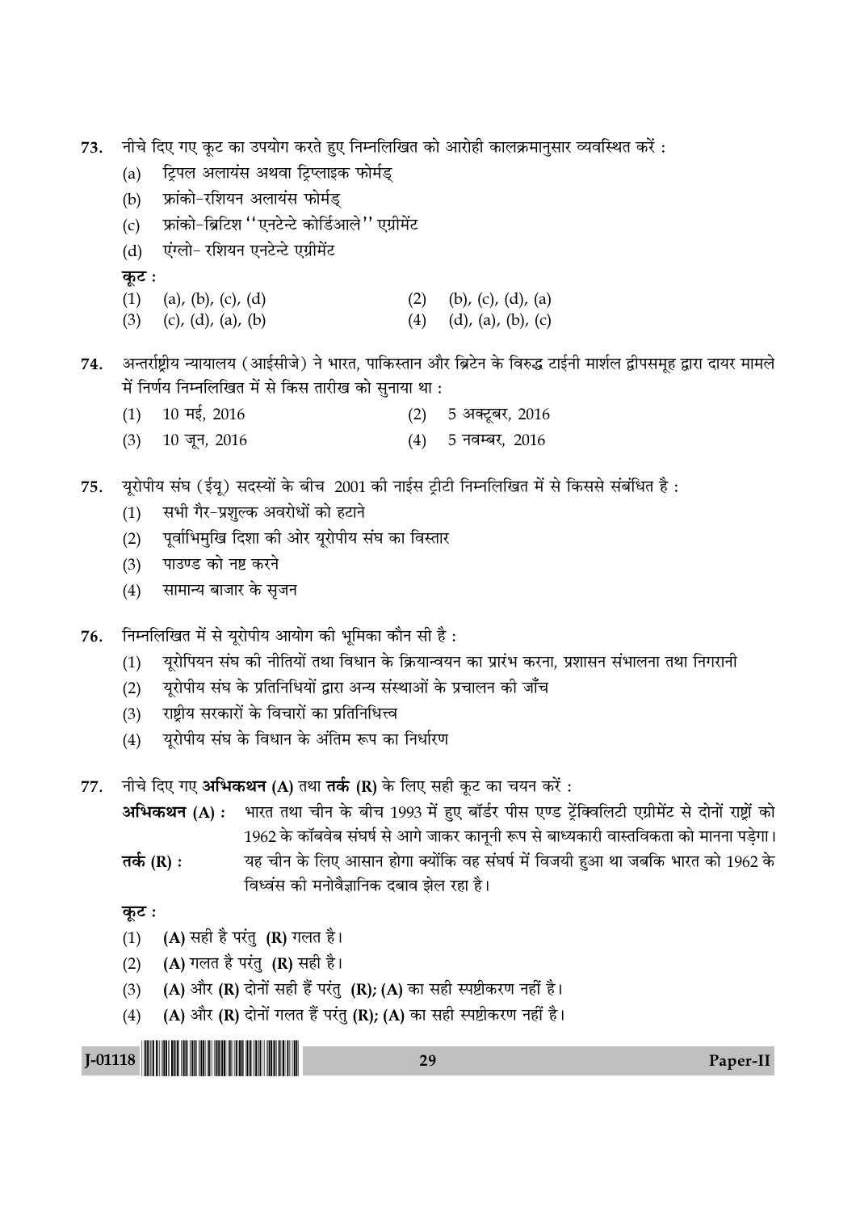73. नीचे दिए गए कूट का उपयोग करते हुए निम्नलिखित को आरोही कालक्रमानुसार व्यवस्थित करें :

(a) ट्रिपल अलायंस अथवा ट्रिप्लाइक फोर्मड्

(b) फ्रांको-रशियन अलायंस फोर्मड्

(c) फ्रांको-ब्रिटिश ''एनटेन्टे कोर्डिआले'' एग्रीमेंट

(d) एंग्लो- रशियन एनटेन्टे एग्रीमेंट

**कूट :**

(1) (a), (b), (c), (d)

(2) (b), (c), (d), (a)

(3) (c), (d), (a), (b)

(4) (d), (a), (b), (c)

74. अन्तर्राष्ट्रीय न्यायालय (आईसीजे) ने भारत, पाकिस्तान और ब्रिटेन के विरुद्ध टाईनी मार्शल द्वीपसमूह द्वारा दायर मामले में निर्णय निम्नलिखित में से किस तारीख को सुनाया था :

(1) 10 मई, 2016

(2) 5 अक्टूबर, 2016

(3) 10 जून, 2016

(4) 5 नवम्बर, 2016

75. यूरोपीय संघ (ईयू) सदस्यों के बीच 2001 की नाईस ट्रीटी निम्नलिखित में से किससे संबंधित है :

(1) सभी गैर-प्रशुल्क अवरोधों को हटाने

(2) पूर्वाभिमुखि दिशा की ओर यूरोपीय संघ का विस्तार

(3) पाउण्ड को नष्ट करने

(4) सामान्य बाजार के सृजन

76. निम्नलिखित में से यूरोपीय आयोग की भूमिका कौन सी है :

(1) यूरोपियन संघ की नीतियों तथा विधान के क्रियान्वयन का प्रारंभ करना, प्रशासन संभालना तथा निगरानी

(2) यूरोपीय संघ के प्रतिनिधियों द्वारा अन्य संस्थाओं के प्रचालन की जाँच

(3) राष्ट्रीय सरकारों के विचारों का प्रतिनिधित्त्व

(4) यूरोपीय संघ के विधान के अंतिम रूप का निर्धारण

77. नीचे दिए गए **अभिकथन (A)** तथा **तर्क (R)** के लिए सही कूट का चयन करें :

**अभिकथन (A) :** भारत तथा चीन के बीच 1993 में हुए बॉर्डर पीस एण्ड ट्रेंक्विलिटी एग्रीमेंट से दोनों राष्ट्रों को 1962 के कॉबवेब संघर्ष से आगे जाकर कानूनी रूप से बाध्यकारी वास्तविकता को मानना पड़ेगा।

**तर्क (R) :** यह चीन के लिए आसान होगा क्योंकि वह संघर्ष में विजयी हुआ था जबकि भारत को 1962 के विध्वंस की मनोवैज्ञानिक दबाव झेल रहा है।

**कूट :**

(1) **(A)** सही है परंतु **(R)** गलत है।

(2) **(A)** गलत है परंतु **(R)** सही है।

(3) **(A)** और **(R)** दोनों सही हैं परंतु **(R)**; **(A)** का सही स्पष्टीकरण नहीं है।

(4) **(A)** और **(R)** दोनों गलत हैं परंतु **(R)**; **(A)** का सही स्पष्टीकरण नहीं है।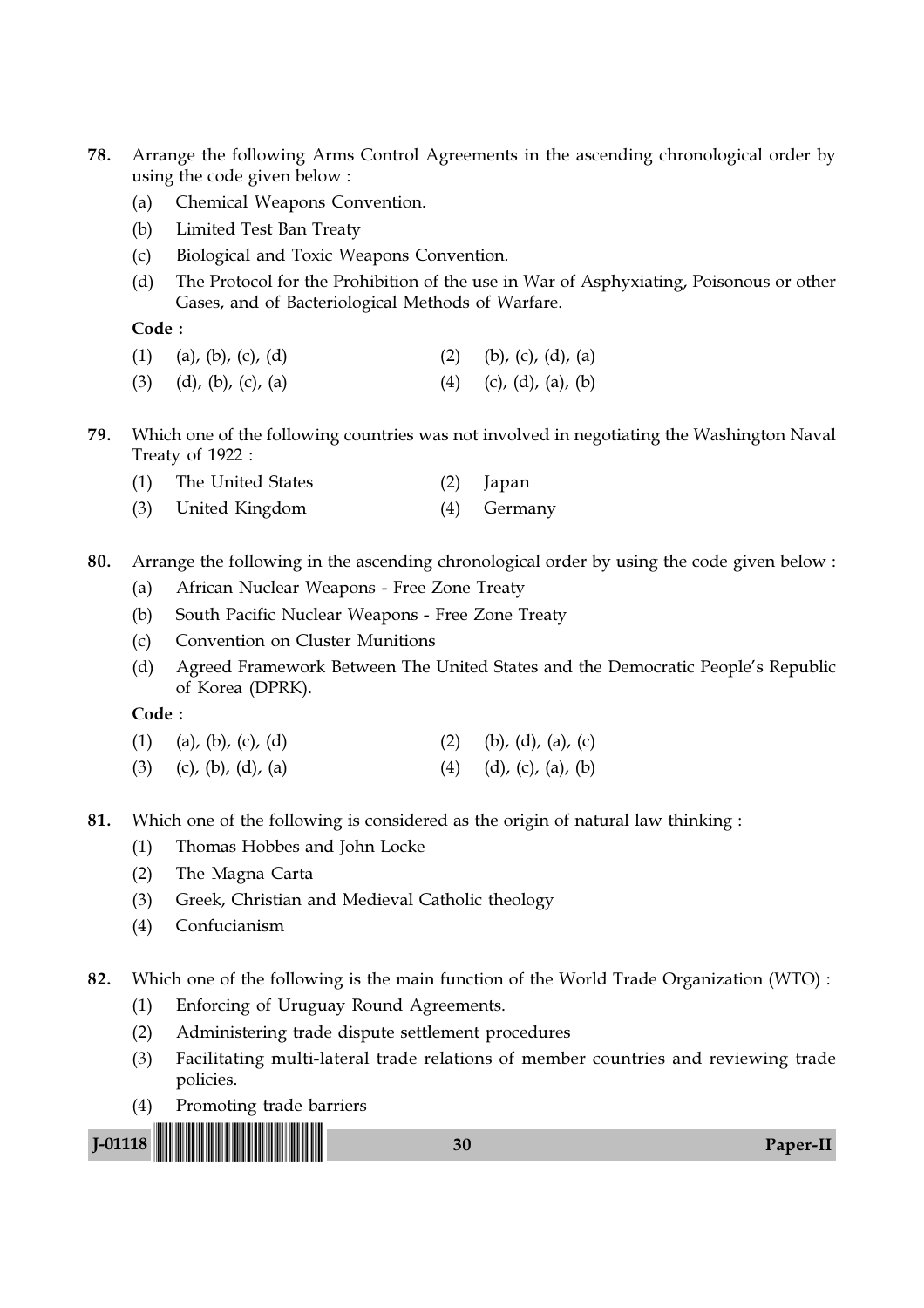78. Arrange the following Arms Control Agreements in the ascending chronological order by using the code given below :

    (a) Chemical Weapons Convention.

    (b) Limited Test Ban Treaty

    (c) Biological and Toxic Weapons Convention.

    (d) The Protocol for the Prohibition of the use in War of Asphyxiating, Poisonous or other Gases, and of Bacteriological Methods of Warfare.

    **Code :**

    (1) (a), (b), (c), (d)
    (2) (b), (c), (d), (a)
    (3) (d), (b), (c), (a)
    (4) (c), (d), (a), (b)

79. Which one of the following countries was not involved in negotiating the Washington Naval Treaty of 1922 :

    (1) The United States
    (2) Japan
    (3) United Kingdom
    (4) Germany

80. Arrange the following in the ascending chronological order by using the code given below :

    (a) African Nuclear Weapons - Free Zone Treaty

    (b) South Pacific Nuclear Weapons - Free Zone Treaty

    (c) Convention on Cluster Munitions

    (d) Agreed Framework Between The United States and the Democratic People's Republic of Korea (DPRK).

    **Code :**

    (1) (a), (b), (c), (d)
    (2) (b), (d), (a), (c)
    (3) (c), (b), (d), (a)
    (4) (d), (c), (a), (b)

81. Which one of the following is considered as the origin of natural law thinking :

    (1) Thomas Hobbes and John Locke
    (2) The Magna Carta
    (3) Greek, Christian and Medieval Catholic theology
    (4) Confucianism

82. Which one of the following is the main function of the World Trade Organization (WTO) :

    (1) Enforcing of Uruguay Round Agreements.
    (2) Administering trade dispute settlement procedures
    (3) Facilitating multi-lateral trade relations of member countries and reviewing trade policies.
    (4) Promoting trade barriers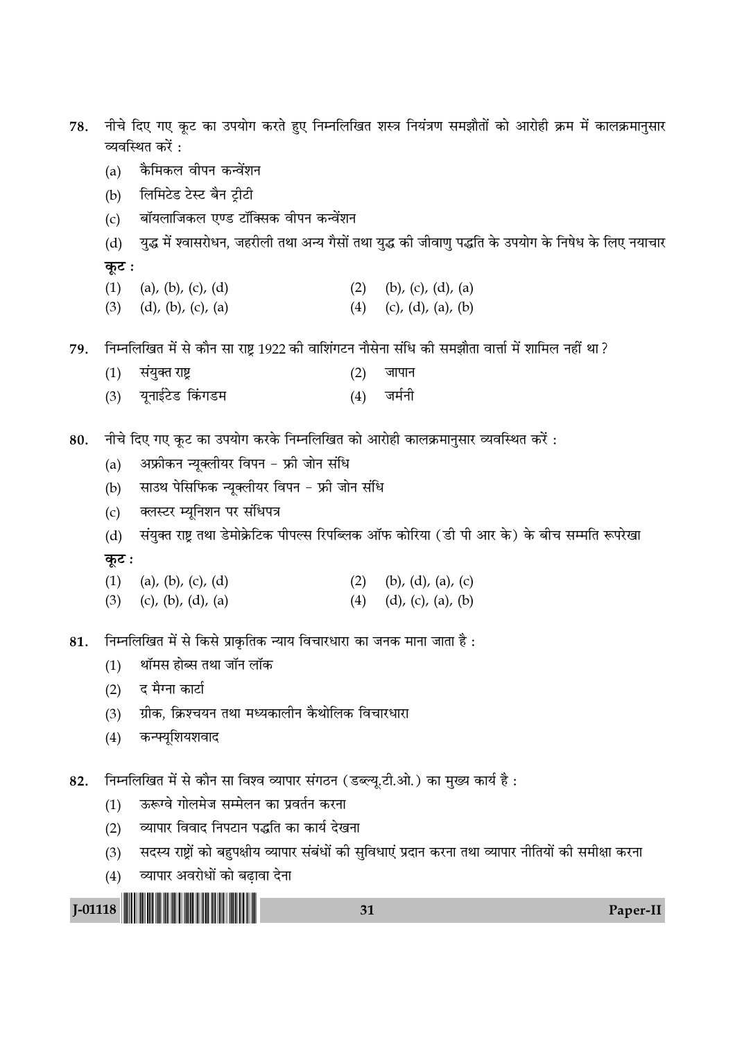78. नीचे दिए गए कूट का उपयोग करते हुए निम्नलिखित शस्त्र नियंत्रण समझौतों को आरोही क्रम में कालक्रमानुसार व्यवस्थित करें :

   (a) कैमिकल वीपन कन्वेंशन
   (b) लिमिटेड टेस्ट बैन ट्रीटी
   (c) बॉयलाजिकल एण्ड टॉक्सिक वीपन कन्वेंशन
   (d) युद्ध में श्वासरोधन, जहरीली तथा अन्य गैसों तथा युद्ध की जीवाणु पद्धति के उपयोग के निषेध के लिए नयाचार

   **कूट :**

   (1) (a), (b), (c), (d)
   (2) (b), (c), (d), (a)
   (3) (d), (b), (c), (a)
   (4) (c), (d), (a), (b)

79. निम्नलिखित में से कौन सा राष्ट्र 1922 की वाशिंगटन नौसेना संधि की समझौता वार्त्ता में शामिल नहीं था ?

   (1) संयुक्त राष्ट्र
   (2) जापान
   (3) यूनाईटेड किंगडम
   (4) जर्मनी

80. नीचे दिए गए कूट का उपयोग करके निम्नलिखित को आरोही कालक्रमानुसार व्यवस्थित करें :

   (a) अफ्रीकन न्यूक्लीयर विपन - फ्री जोन संधि
   (b) साउथ पेसिफिक न्यूक्लीयर विपन - फ्री जोन संधि
   (c) क्लस्टर म्यूनिशन पर संधिपत्र
   (d) संयुक्त राष्ट्र तथा डेमोक्रेटिक पीपल्स रिपब्लिक ऑफ कोरिया (डी पी आर के) के बीच सम्मति रूपरेखा

   **कूट :**

   (1) (a), (b), (c), (d)
   (2) (b), (d), (a), (c)
   (3) (c), (b), (d), (a)
   (4) (d), (c), (a), (b)

81. निम्नलिखित में से किसे प्राकृतिक न्याय विचारधारा का जनक माना जाता है :

   (1) थॉमस होब्स तथा जॉन लॉक
   (2) द मैग्ना कार्टा
   (3) ग्रीक, क्रिश्चयन तथा मध्यकालीन कैथोलिक विचारधारा
   (4) कन्फ्यूशियशवाद

82. निम्नलिखित में से कौन सा विश्व व्यापार संगठन (डब्ल्यू.टी.ओ.) का मुख्य कार्य है :

   (1) ऊरूग्वे गोलमेज सम्मेलन का प्रवर्तन करना
   (2) व्यापार विवाद निपटान पद्धति का कार्य देखना
   (3) सदस्य राष्ट्रों को बहुपक्षीय व्यापार संबंधों की सुविधाएं प्रदान करना तथा व्यापार नीतियों की समीक्षा करना
   (4) व्यापार अवरोधों को बढ़ावा देना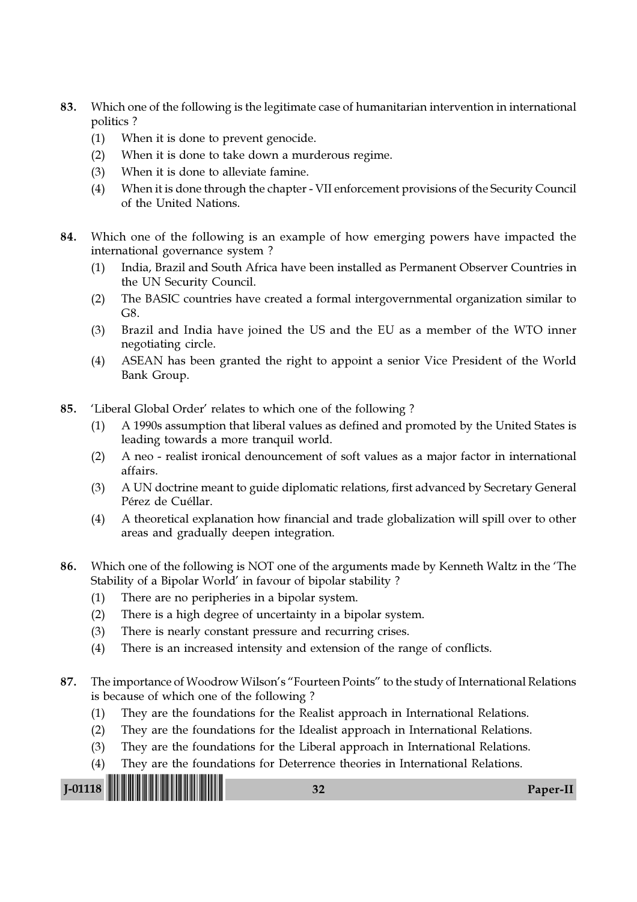83. Which one of the following is the legitimate case of humanitarian intervention in international politics ?
    (1) When it is done to prevent genocide.
    (2) When it is done to take down a murderous regime.
    (3) When it is done to alleviate famine.
    (4) When it is done through the chapter - VII enforcement provisions of the Security Council of the United Nations.

84. Which one of the following is an example of how emerging powers have impacted the international governance system ?
    (1) India, Brazil and South Africa have been installed as Permanent Observer Countries in the UN Security Council.
    (2) The BASIC countries have created a formal intergovernmental organization similar to G8.
    (3) Brazil and India have joined the US and the EU as a member of the WTO inner negotiating circle.
    (4) ASEAN has been granted the right to appoint a senior Vice President of the World Bank Group.

85. 'Liberal Global Order' relates to which one of the following ?
    (1) A 1990s assumption that liberal values as defined and promoted by the United States is leading towards a more tranquil world.
    (2) A neo - realist ironical denouncement of soft values as a major factor in international affairs.
    (3) A UN doctrine meant to guide diplomatic relations, first advanced by Secretary General Pérez de Cuéllar.
    (4) A theoretical explanation how financial and trade globalization will spill over to other areas and gradually deepen integration.

86. Which one of the following is NOT one of the arguments made by Kenneth Waltz in the 'The Stability of a Bipolar World' in favour of bipolar stability ?
    (1) There are no peripheries in a bipolar system.
    (2) There is a high degree of uncertainty in a bipolar system.
    (3) There is nearly constant pressure and recurring crises.
    (4) There is an increased intensity and extension of the range of conflicts.

87. The importance of Woodrow Wilson's "Fourteen Points" to the study of International Relations is because of which one of the following ?
    (1) They are the foundations for the Realist approach in International Relations.
    (2) They are the foundations for the Idealist approach in International Relations.
    (3) They are the foundations for the Liberal approach in International Relations.
    (4) They are the foundations for Deterrence theories in International Relations.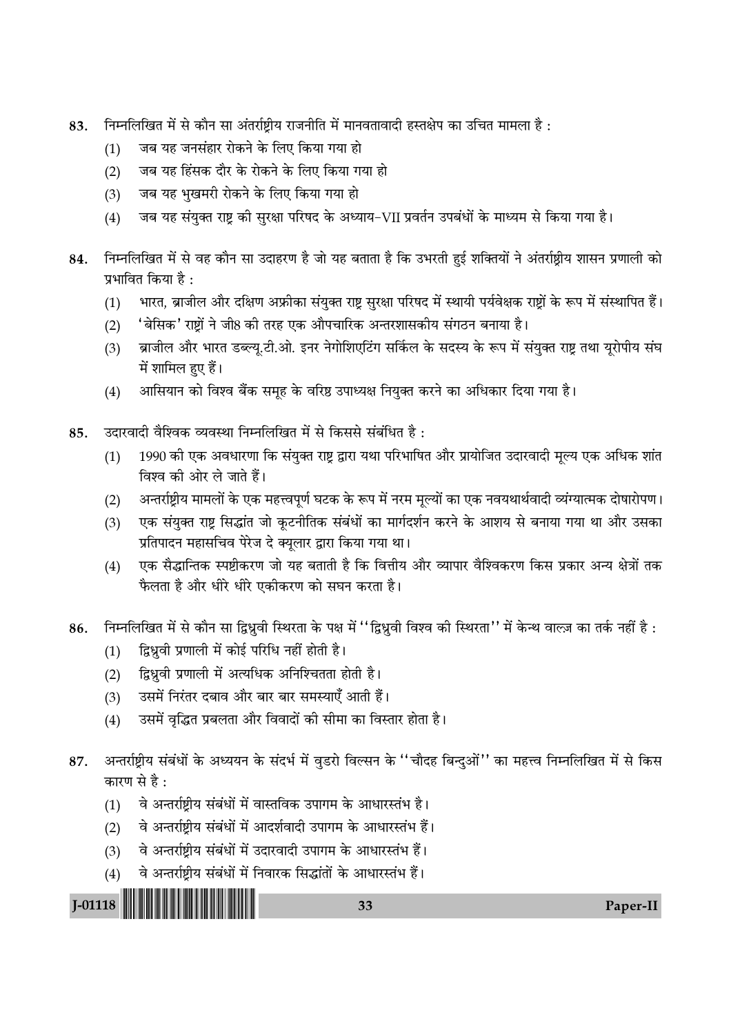83. निम्नलिखित में से कौन सा अंतर्राष्ट्रीय राजनीति में मानवतावादी हस्तक्षेप का उचित मामला है :

    (1) जब यह जनसंहार रोकने के लिए किया गया हो
    (2) जब यह हिंसक दौर के रोकने के लिए किया गया हो
    (3) जब यह भुखमरी रोकने के लिए किया गया हो
    (4) जब यह संयुक्त राष्ट्र की सुरक्षा परिषद के अध्याय-VII प्रवर्तन उपबंधों के माध्यम से किया गया है।

84. निम्नलिखित में से वह कौन सा उदाहरण है जो यह बताता है कि उभरती हुई शक्तियों ने अंतर्राष्ट्रीय शासन प्रणाली को प्रभावित किया है :

    (1) भारत, ब्राजील और दक्षिण अफ्रीका संयुक्त राष्ट्र सुरक्षा परिषद में स्थायी पर्यवेक्षक राष्ट्रों के रूप में संस्थापित हैं।
    (2) 'बेसिक' राष्ट्रों ने जी8 की तरह एक औपचारिक अन्तरशासकीय संगठन बनाया है।
    (3) ब्राजील और भारत डब्ल्यू.टी.ओ. इनर नेगोशिएटिंग सर्किल के सदस्य के रूप में संयुक्त राष्ट्र तथा यूरोपीय संघ में शामिल हुए हैं।
    (4) आसियान को विश्व बैंक समूह के वरिष्ठ उपाध्यक्ष नियुक्त करने का अधिकार दिया गया है।

85. उदारवादी वैश्विक व्यवस्था निम्नलिखित में से किससे संबंधित है :

    (1) 1990 की एक अवधारणा कि संयुक्त राष्ट्र द्वारा यथा परिभाषित और प्रायोजित उदारवादी मूल्य एक अधिक शांत विश्व की ओर ले जाते हैं।
    (2) अन्तर्राष्ट्रीय मामलों के एक महत्त्वपूर्ण घटक के रूप में नरम मूल्यों का एक नवयथार्थवादी व्यंग्यात्मक दोषारोपण।
    (3) एक संयुक्त राष्ट्र सिद्धांत जो कूटनीतिक संबंधों का मार्गदर्शन करने के आशय से बनाया गया था और उसका प्रतिपादन महासचिव पेरेज दे क्यूलार द्वारा किया गया था।
    (4) एक सैद्धान्तिक स्पष्टीकरण जो यह बताती है कि वित्तीय और व्यापार वैश्विकरण किस प्रकार अन्य क्षेत्रों तक फैलता है और धीरे धीरे एकीकरण को सघन करता है।

86. निम्नलिखित में से कौन सा द्विध्रुवी स्थिरता के पक्ष में ''द्विध्रुवी विश्व की स्थिरता'' में केन्थ वाल्ज़ का तर्क नहीं है :

    (1) द्विध्रुवी प्रणाली में कोई परिधि नहीं होती है।
    (2) द्विध्रुवी प्रणाली में अत्यधिक अनिश्चितता होती है।
    (3) उसमें निरंतर दबाव और बार बार समस्याएँ आती हैं।
    (4) उसमें वृद्धित प्रबलता और विवादों की सीमा का विस्तार होता है।

87. अन्तर्राष्ट्रीय संबंधों के अध्ययन के संदर्भ में वुडरो विल्सन के ''चौदह बिन्दुओं'' का महत्त्व निम्नलिखित में से किस कारण से है :

    (1) वे अन्तर्राष्ट्रीय संबंधों में वास्तविक उपागम के आधारस्तंभ है।
    (2) वे अन्तर्राष्ट्रीय संबंधों में आदर्शवादी उपागम के आधारस्तंभ हैं।
    (3) वे अन्तर्राष्ट्रीय संबंधों में उदारवादी उपागम के आधारस्तंभ हैं।
    (4) वे अन्तर्राष्ट्रीय संबंधों में निवारक सिद्धांतों के आधारस्तंभ हैं।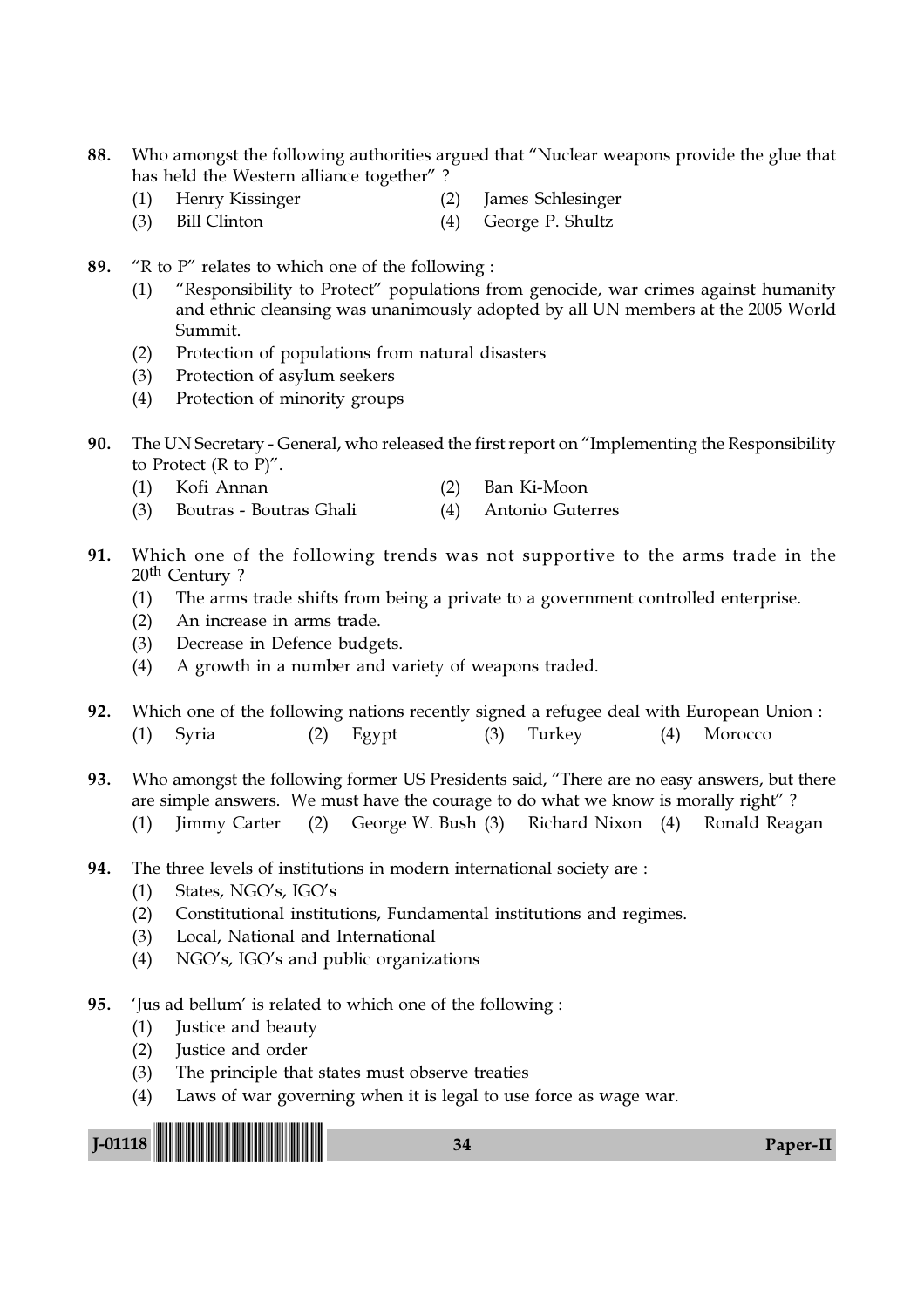88. Who amongst the following authorities argued that "Nuclear weapons provide the glue that has held the Western alliance together" ?
    (1) Henry Kissinger
    (2) James Schlesinger
    (3) Bill Clinton
    (4) George P. Shultz

89. "R to P" relates to which one of the following :
    (1) "Responsibility to Protect" populations from genocide, war crimes against humanity and ethnic cleansing was unanimously adopted by all UN members at the 2005 World Summit.
    (2) Protection of populations from natural disasters
    (3) Protection of asylum seekers
    (4) Protection of minority groups

90. The UN Secretary - General, who released the first report on "Implementing the Responsibility to Protect (R to P)".
    (1) Kofi Annan
    (2) Ban Ki-Moon
    (3) Boutras - Boutras Ghali
    (4) Antonio Guterres

91. Which one of the following trends was not supportive to the arms trade in the 20th Century ?
    (1) The arms trade shifts from being a private to a government controlled enterprise.
    (2) An increase in arms trade.
    (3) Decrease in Defence budgets.
    (4) A growth in a number and variety of weapons traded.

92. Which one of the following nations recently signed a refugee deal with European Union :
    (1) Syria
    (2) Egypt
    (3) Turkey
    (4) Morocco

93. Who amongst the following former US Presidents said, "There are no easy answers, but there are simple answers. We must have the courage to do what we know is morally right" ?
    (1) Jimmy Carter
    (2) George W. Bush
    (3) Richard Nixon
    (4) Ronald Reagan

94. The three levels of institutions in modern international society are :
    (1) States, NGO's, IGO's
    (2) Constitutional institutions, Fundamental institutions and regimes.
    (3) Local, National and International
    (4) NGO's, IGO's and public organizations

95. 'Jus ad bellum' is related to which one of the following :
    (1) Justice and beauty
    (2) Justice and order
    (3) The principle that states must observe treaties
    (4) Laws of war governing when it is legal to use force as wage war.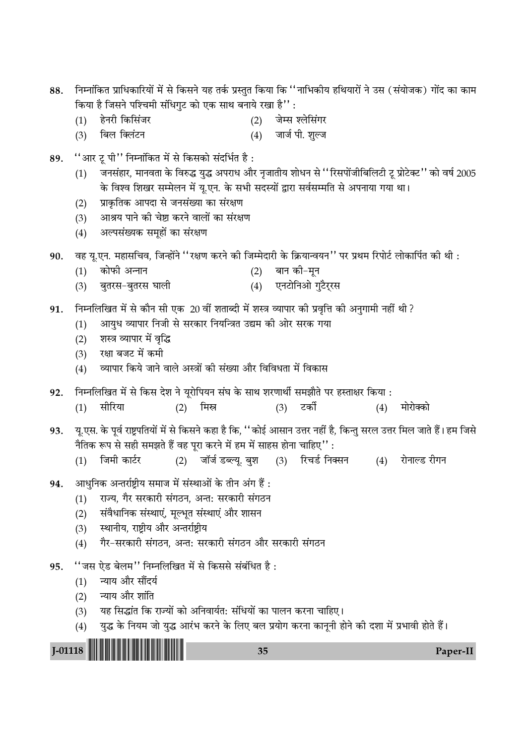88. निम्नांकित प्राधिकारियों में से किसने यह तर्क प्रस्तुत किया कि ''नाभिकीय हथियारों ने उस (संयोजक) गोंद का काम किया है जिसने पश्चिमी संधिगुट को एक साथ बनाये रखा है'' :

   (1) हेनरी किसिंजर
   (2) जेम्स श्लेसिंगर
   (3) बिल क्लिंटन
   (4) जार्ज पी. शुल्ज

89. ''आर टू पी'' निम्नांकित में से किसको संदर्भित है :

   (1) जनसंहार, मानवता के विरुद्ध युद्ध अपराध और नृजातीय शोधन से ''रिसपोंजीबिलिटी टू प्रोटेक्ट'' को वर्ष 2005 के विश्व शिखर सम्मेलन में यू.एन. के सभी सदस्यों द्वारा सर्वसम्मति से अपनाया गया था।
   (2) प्राकृतिक आपदा से जनसंख्या का संरक्षण
   (3) आश्रय पाने की चेष्टा करने वालों का संरक्षण
   (4) अल्पसंख्यक समूहों का संरक्षण

90. वह यू.एन. महासचिव, जिन्होंने ''रक्षण करने की जिम्मेदारी के क्रियान्वयन'' पर प्रथम रिपोर्ट लोकार्पित की थी :

   (1) कोफी अन्नान
   (2) बान की-मून
   (3) बुतरस-बुतरस घाली
   (4) एनटोनिओ गुटैर्रस

91. निम्नलिखित में से कौन सी एक 20 वीं शताब्दी में शस्त्र व्यापार की प्रवृत्ति की अनुगामी नहीं थी ?

   (1) आयुध व्यापार निजी से सरकार नियन्त्रित उद्यम की ओर सरक गया
   (2) शस्त्र व्यापार में वृद्धि
   (3) रक्षा बजट में कमी
   (4) व्यापार किये जाने वाले अस्त्रों की संख्या और विविधता में विकास

92. निम्नलिखित में से किस देश ने यूरोपियन संघ के साथ शरणार्थी समझौते पर हस्ताक्षर किया :

   (1) सीरिया
   (2) मिस्र
   (3) टर्की
   (4) मोरोक्को

93. यू.एस. के पूर्व राष्ट्रपतियों में से किसने कहा है कि, ''कोई आसान उत्तर नहीं है, किन्तु सरल उत्तर मिल जाते हैं। हम जिसे नैतिक रूप से सही समझते हैं वह पूरा करने में हम में साहस होना चाहिए'' :

   (1) जिमी कार्टर
   (2) जॉर्ज डब्ल्यू. बुश
   (3) रिचर्ड निक्सन
   (4) रोनाल्ड रीगन

94. आधुनिक अन्तर्राष्ट्रीय समाज में संस्थाओं के तीन अंग हैं :

   (1) राज्य, गैर सरकारी संगठन, अन्त: सरकारी संगठन
   (2) संवैधानिक संस्थाएं, मूलभूत संस्थाएं और शासन
   (3) स्थानीय, राष्ट्रीय और अन्तर्राष्ट्रीय
   (4) गैर-सरकारी संगठन, अन्त: सरकारी संगठन और सरकारी संगठन

95. ''जस ऐड बेलम'' निम्नलिखित में से किससे संबंधित है :

   (1) न्याय और सौंदर्य
   (2) न्याय और शांति
   (3) यह सिद्धांत कि राज्यों को अनिवार्यत: संधियों का पालन करना चाहिए।
   (4) युद्ध के नियम जो युद्ध आरंभ करने के लिए बल प्रयोग करना कानूनी होने की दशा में प्रभावी होते हैं।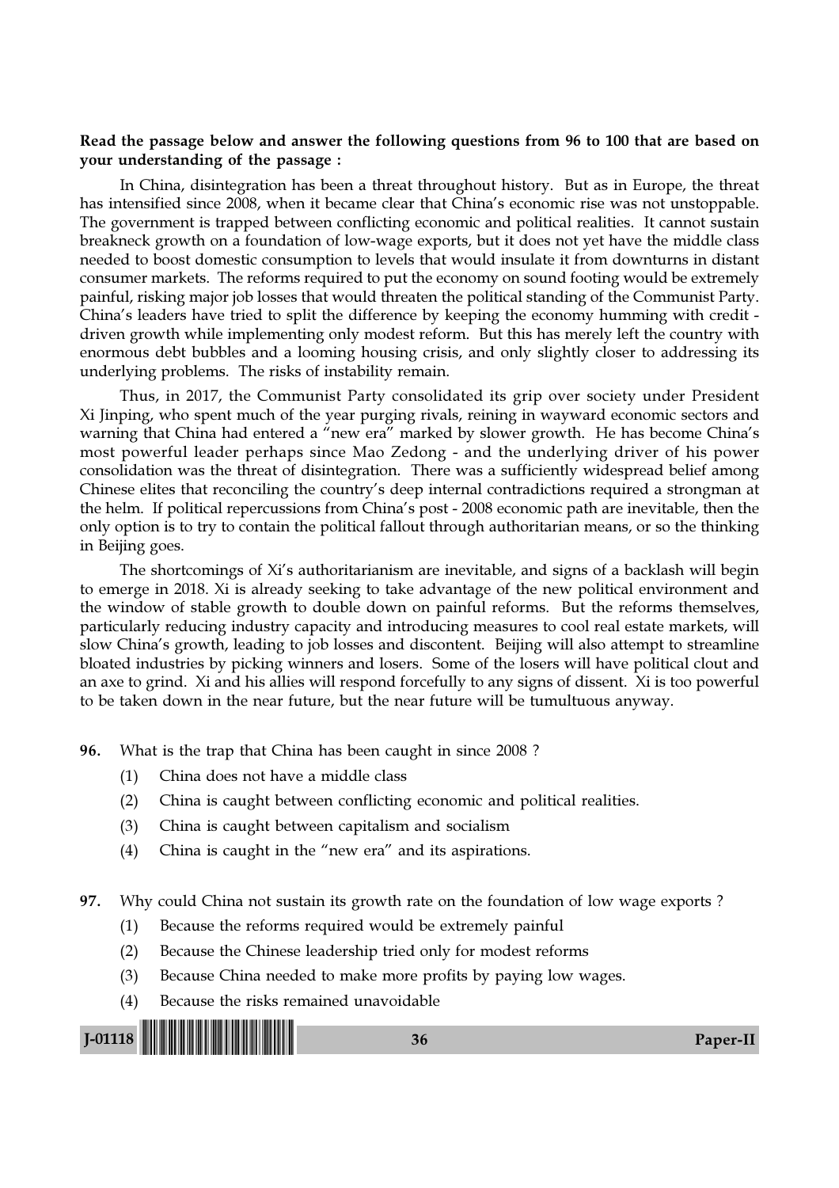**Read the passage below and answer the following questions from 96 to 100 that are based on your understanding of the passage :**

In China, disintegration has been a threat throughout history. But as in Europe, the threat has intensified since 2008, when it became clear that China's economic rise was not unstoppable. The government is trapped between conflicting economic and political realities. It cannot sustain breakneck growth on a foundation of low-wage exports, but it does not yet have the middle class needed to boost domestic consumption to levels that would insulate it from downturns in distant consumer markets. The reforms required to put the economy on sound footing would be extremely painful, risking major job losses that would threaten the political standing of the Communist Party. China's leaders have tried to split the difference by keeping the economy humming with credit - driven growth while implementing only modest reform. But this has merely left the country with enormous debt bubbles and a looming housing crisis, and only slightly closer to addressing its underlying problems. The risks of instability remain.

Thus, in 2017, the Communist Party consolidated its grip over society under President Xi Jinping, who spent much of the year purging rivals, reining in wayward economic sectors and warning that China had entered a "new era" marked by slower growth. He has become China's most powerful leader perhaps since Mao Zedong - and the underlying driver of his power consolidation was the threat of disintegration. There was a sufficiently widespread belief among Chinese elites that reconciling the country's deep internal contradictions required a strongman at the helm. If political repercussions from China's post - 2008 economic path are inevitable, then the only option is to try to contain the political fallout through authoritarian means, or so the thinking in Beijing goes.

The shortcomings of Xi's authoritarianism are inevitable, and signs of a backlash will begin to emerge in 2018. Xi is already seeking to take advantage of the new political environment and the window of stable growth to double down on painful reforms. But the reforms themselves, particularly reducing industry capacity and introducing measures to cool real estate markets, will slow China's growth, leading to job losses and discontent. Beijing will also attempt to streamline bloated industries by picking winners and losers. Some of the losers will have political clout and an axe to grind. Xi and his allies will respond forcefully to any signs of dissent. Xi is too powerful to be taken down in the near future, but the near future will be tumultuous anyway.

**96.** What is the trap that China has been caught in since 2008 ?

(1) China does not have a middle class

(2) China is caught between conflicting economic and political realities.

(3) China is caught between capitalism and socialism

(4) China is caught in the "new era" and its aspirations.

**97.** Why could China not sustain its growth rate on the foundation of low wage exports ?

(1) Because the reforms required would be extremely painful

(2) Because the Chinese leadership tried only for modest reforms

(3) Because China needed to make more profits by paying low wages.

(4) Because the risks remained unavoidable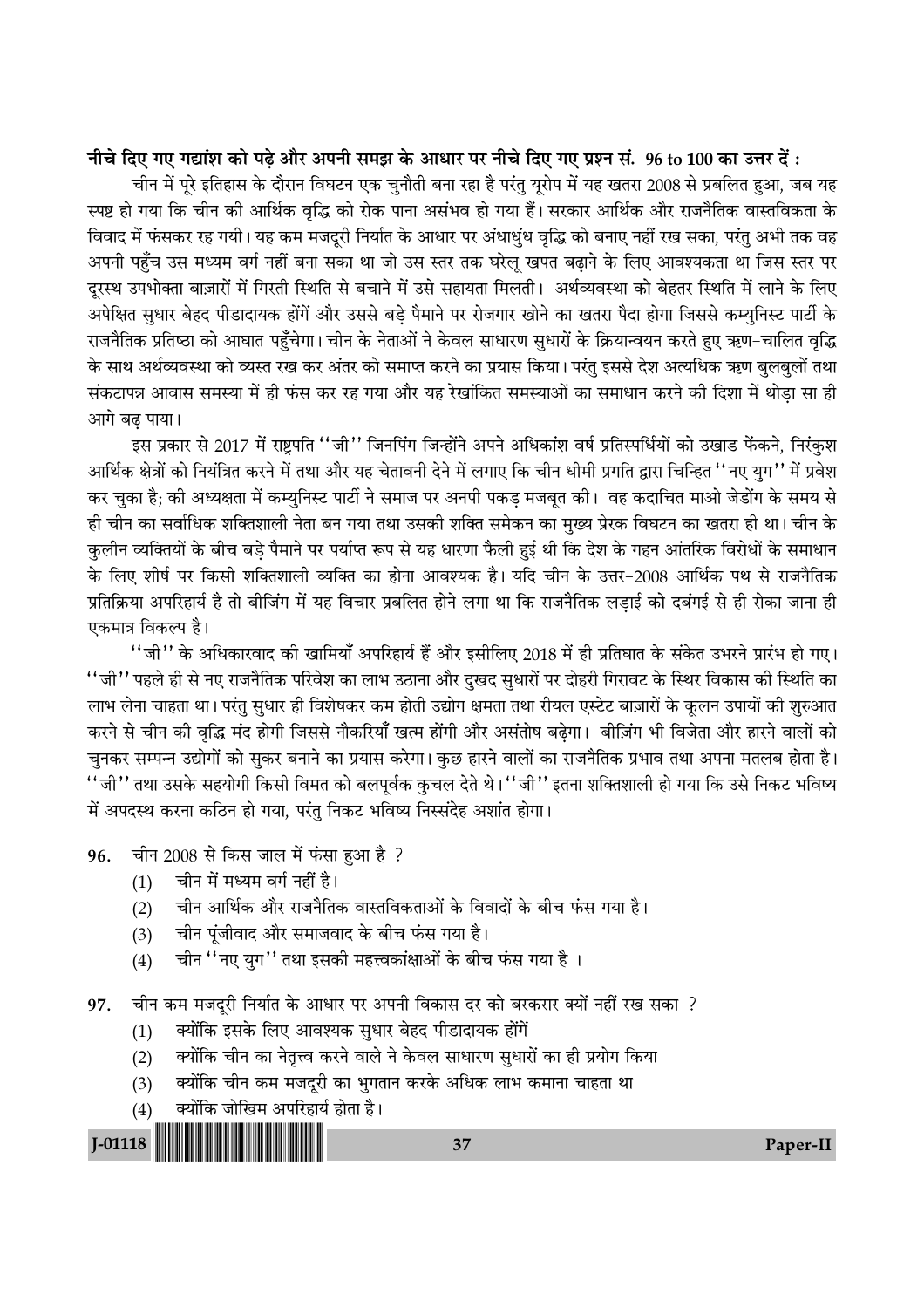**नीचे दिए गए गद्यांश को पढ़े और अपनी समझ के आधार पर नीचे दिए गए प्रश्न सं. 96 to 100 का उत्तर दें :**

चीन में पूरे इतिहास के दौरान विघटन एक चुनौती बना रहा है परंतु यूरोप में यह खतरा 2008 से प्रबलित हुआ, जब यह स्पष्ट हो गया कि चीन की आर्थिक वृद्धि को रोक पाना असंभव हो गया हैं। सरकार आर्थिक और राजनैतिक वास्तविकता के विवाद में फंसकर रह गयी। यह कम मजदूरी निर्यात के आधार पर अंधाधुंध वृद्धि को बनाए नहीं रख सका, परंतु अभी तक वह अपनी पहुँच उस मध्यम वर्ग नहीं बना सका था जो उस स्तर तक घरेलू खपत बढ़ाने के लिए आवश्यकता था जिस स्तर पर दूरस्थ उपभोक्ता बाज़ारों में गिरती स्थिति से बचाने में उसे सहायता मिलती। अर्थव्यवस्था को बेहतर स्थिति में लाने के लिए अपेक्षित सुधार बेहद पीडादायक होंगें और उससे बड़े पैमाने पर रोजगार खोने का खतरा पैदा होगा जिससे कम्युनिस्ट पार्टी के राजनैतिक प्रतिष्ठा को आघात पहुँचेगा। चीन के नेताओं ने केवल साधारण सुधारों के क्रियान्वयन करते हुए ऋण-चालित वृद्धि के साथ अर्थव्यवस्था को व्यस्त रख कर अंतर को समाप्त करने का प्रयास किया। परंतु इससे देश अत्यधिक ऋण बुलबुलों तथा संकटापन्न आवास समस्या में ही फंस कर रह गया और यह रेखांकित समस्याओं का समाधान करने की दिशा में थोड़ा सा ही आगे बढ़ पाया।

इस प्रकार से 2017 में राष्ट्रपति ''जी'' जिनपिंग जिन्होंने अपने अधिकांश वर्ष प्रतिस्पर्धियों को उखाड फेंकने, निरंकुश आर्थिक क्षेत्रों को नियंत्रित करने में तथा और यह चेतावनी देने में लगाए कि चीन धीमी प्रगति द्वारा चिन्हित ''नए युग'' में प्रवेश कर चुका है; की अध्यक्षता में कम्युनिस्ट पार्टी ने समाज पर अनपी पकड़ मजबूत की। वह कदाचित माओ जेडोंग के समय से ही चीन का सर्वाधिक शक्तिशाली नेता बन गया तथा उसकी शक्ति समेकन का मुख्य प्रेरक विघटन का खतरा ही था। चीन के कुलीन व्यक्तियों के बीच बड़े पैमाने पर पर्याप्त रूप से यह धारणा फैली हुई थी कि देश के गहन आंतरिक विरोधों के समाधान के लिए शीर्ष पर किसी शक्तिशाली व्यक्ति का होना आवश्यक है। यदि चीन के उत्तर-2008 आर्थिक पथ से राजनैतिक प्रतिक्रिया अपरिहार्य है तो बीजिंग में यह विचार प्रबलित होने लगा था कि राजनैतिक लड़ाई को दबंगई से ही रोका जाना ही एकमात्र विकल्प है।

''जी'' के अधिकारवाद की खामियाँ अपरिहार्य हैं और इसीलिए 2018 में ही प्रतिघात के संकेत उभरने प्रारंभ हो गए। ''जी'' पहले ही से नए राजनैतिक परिवेश का लाभ उठाना और दुखद सुधारों पर दोहरी गिरावट के स्थिर विकास की स्थिति का लाभ लेना चाहता था। परंतु सुधार ही विशेषकर कम होती उद्योग क्षमता तथा रीयल एस्टेट बाज़ारों के कूलन उपायों की शुरुआत करने से चीन की वृद्धि मंद होगी जिससे नौकरियाँ खत्म होंगी और असंतोष बढ़ेगा। बीज़िंग भी विजेता और हारने वालों को चुनकर सम्पन्न उद्योगों को सुकर बनाने का प्रयास करेगा। कुछ हारने वालों का राजनैतिक प्रभाव तथा अपना मतलब होता है। ''जी'' तथा उसके सहयोगी किसी विमत को बलपूर्वक कुचल देते थे। ''जी'' इतना शक्तिशाली हो गया कि उसे निकट भविष्य में अपदस्थ करना कठिन हो गया, परंतु निकट भविष्य निस्संदेह अशांत होगा।

**96.** चीन 2008 से किस जाल में फंसा हुआ है ?

(1) चीन में मध्यम वर्ग नहीं है।

(2) चीन आर्थिक और राजनैतिक वास्तविकताओं के विवादों के बीच फंस गया है।

(3) चीन पूंजीवाद और समाजवाद के बीच फंस गया है।

(4) चीन ''नए युग'' तथा इसकी महत्त्वकांक्षाओं के बीच फंस गया है ।

**97.** चीन कम मजदूरी निर्यात के आधार पर अपनी विकास दर को बरकरार क्यों नहीं रख सका ?

(1) क्योंकि इसके लिए आवश्यक सुधार बेहद पीडादायक होंगें

(2) क्योंकि चीन का नेतृत्त्व करने वाले ने केवल साधारण सुधारों का ही प्रयोग किया

(3) क्योंकि चीन कम मजदूरी का भुगतान करके अधिक लाभ कमाना चाहता था

(4) क्योंकि जोखिम अपरिहार्य होता है।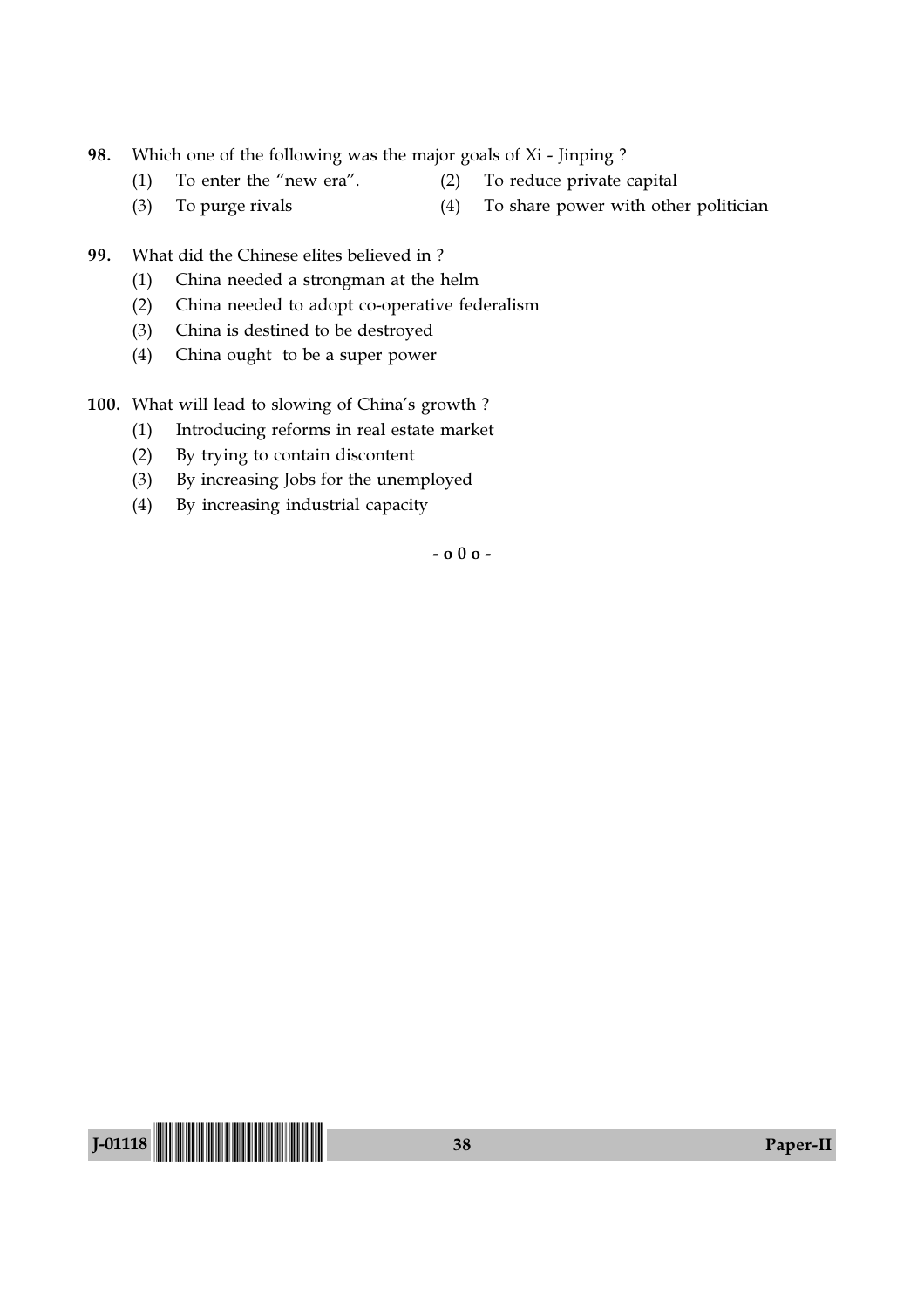98. Which one of the following was the major goals of Xi - Jinping ?

(1) To enter the "new era".
(2) To reduce private capital
(3) To purge rivals
(4) To share power with other politician

99. What did the Chinese elites believed in ?

(1) China needed a strongman at the helm
(2) China needed to adopt co-operative federalism
(3) China is destined to be destroyed
(4) China ought to be a super power

100. What will lead to slowing of China's growth ?

(1) Introducing reforms in real estate market
(2) By trying to contain discontent
(3) By increasing Jobs for the unemployed
(4) By increasing industrial capacity

- o 0 o -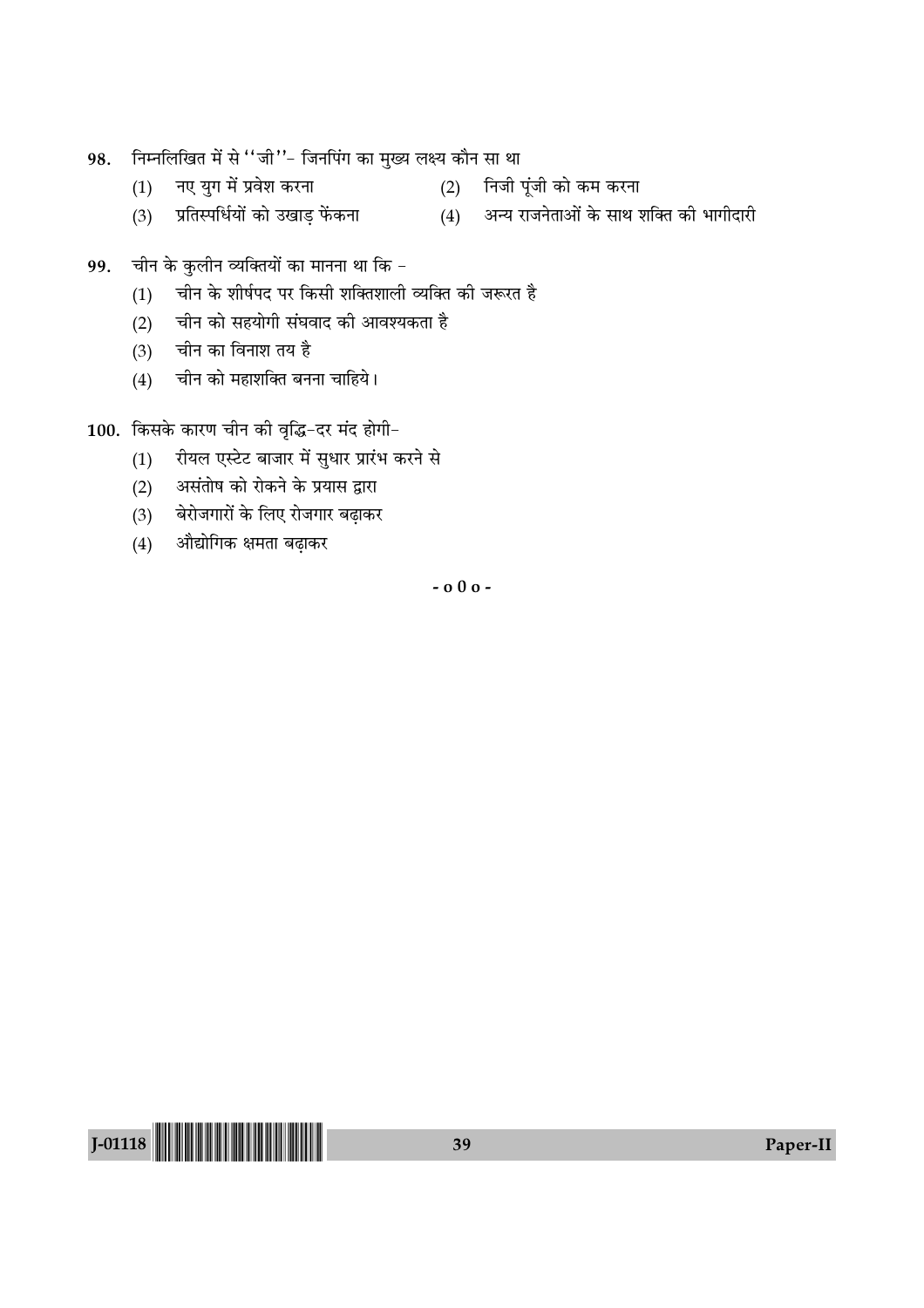98. निम्नलिखित में से ''जी''- जिनपिंग का मुख्य लक्ष्य कौन सा था

    (1) नए युग में प्रवेश करना
    (2) निजी पूंजी को कम करना
    (3) प्रतिस्पर्धियों को उखाड़ फेंकना
    (4) अन्य राजनेताओं के साथ शक्ति की भागीदारी

99. चीन के कुलीन व्यक्तियों का मानना था कि -

    (1) चीन के शीर्षपद पर किसी शक्तिशाली व्यक्ति की जरूरत है
    (2) चीन को सहयोगी संघवाद की आवश्यकता है
    (3) चीन का विनाश तय है
    (4) चीन को महाशक्ति बनना चाहिये।

100. किसके कारण चीन की वृद्धि-दर मंद होगी-

    (1) रीयल एस्टेट बाजार में सुधार प्रारंभ करने से
    (2) असंतोष को रोकने के प्रयास द्वारा
    (3) बेरोजगारों के लिए रोजगार बढ़ाकर
    (4) औद्योगिक क्षमता बढ़ाकर

- o 0 o -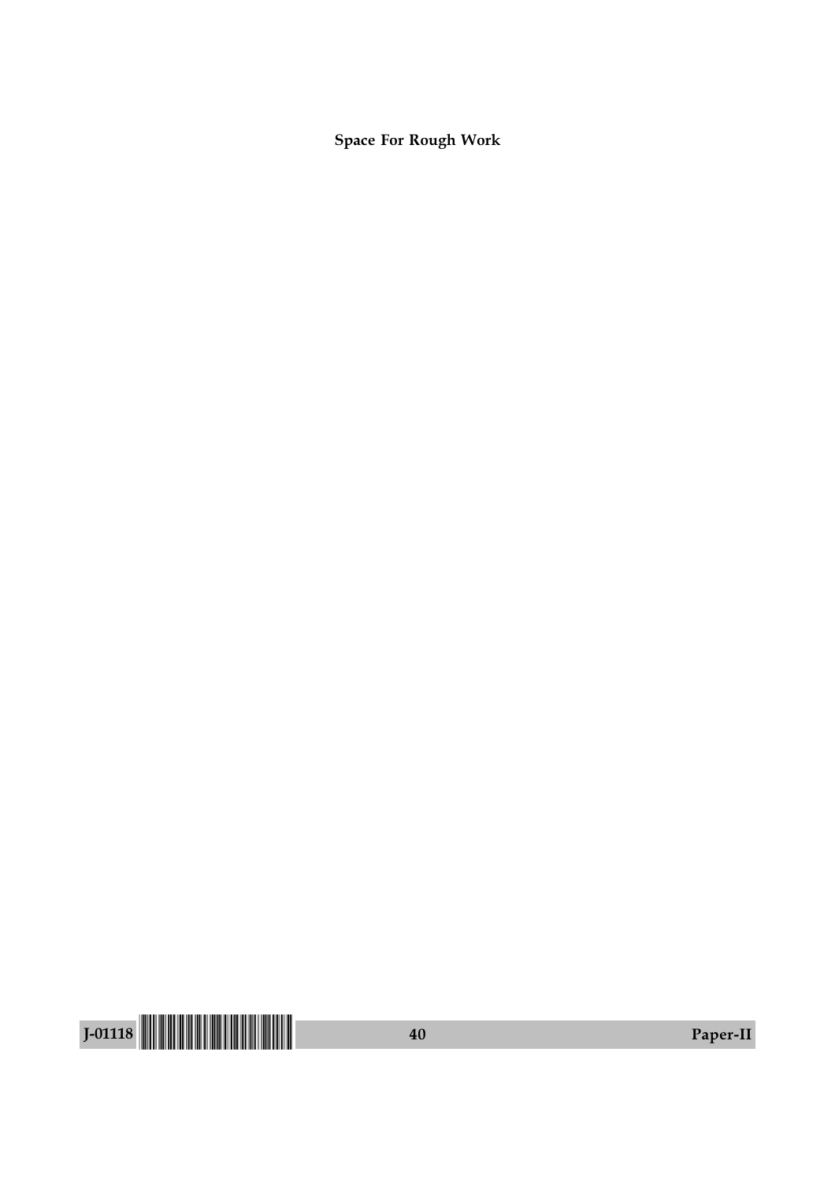**Space For Rough Work**